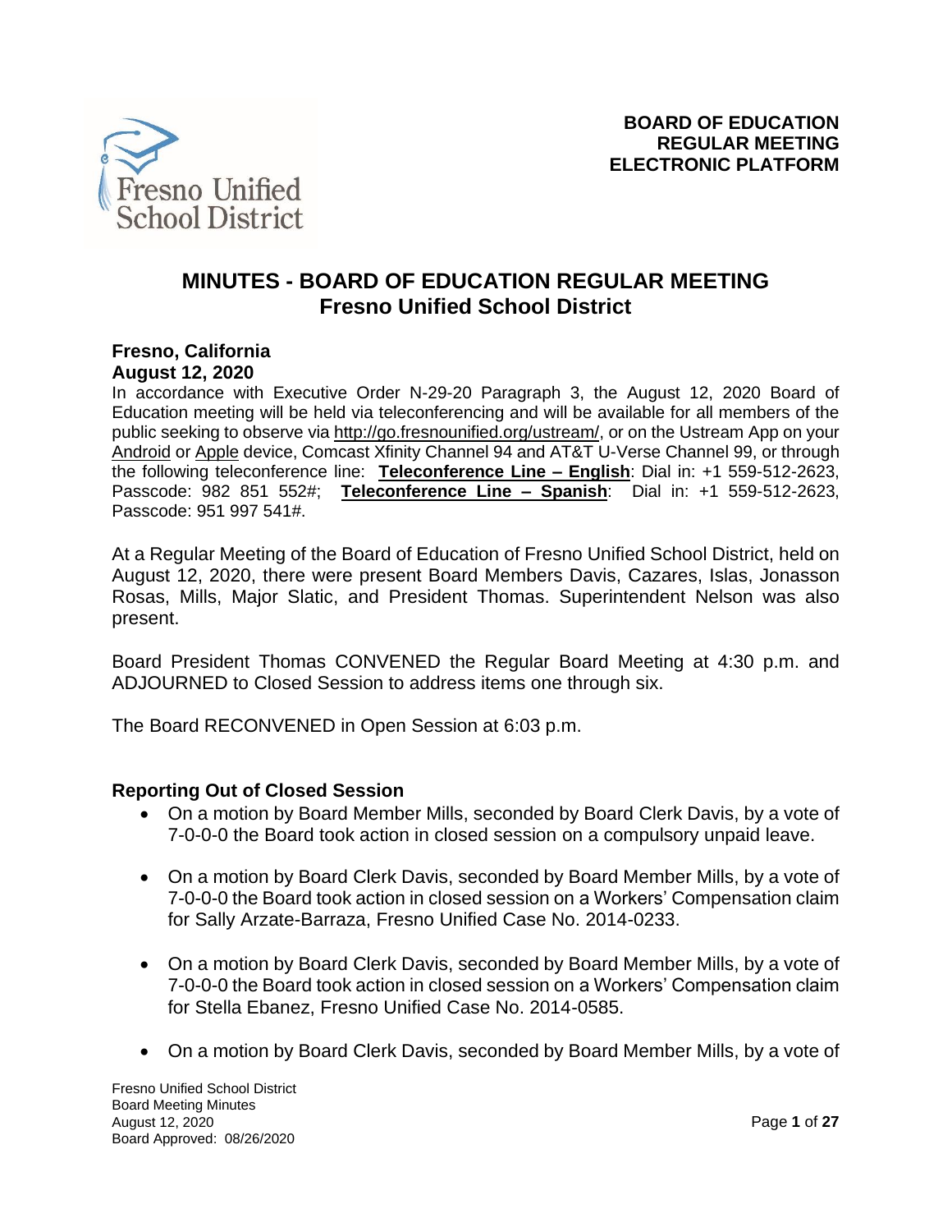**BOARD OF EDUCATION**
**REGULAR MEETING**
**ELECTRONIC PLATFORM**

# MINUTES - BOARD OF EDUCATION REGULAR MEETING
## Fresno Unified School District

**Fresno, California**
**August 12, 2020**

In accordance with Executive Order N-29-20 Paragraph 3, the August 12, 2020 Board of Education meeting will be held via teleconferencing and will be available for all members of the public seeking to observe via http://go.fresnounified.org/ustream/, or on the Ustream App on your Android or Apple device, Comcast Xfinity Channel 94 and AT&T U-Verse Channel 99, or through the following teleconference line: **Teleconference Line – English**: Dial in: +1 559-512-2623, Passcode: 982 851 552#; **Teleconference Line – Spanish**: Dial in: +1 559-512-2623, Passcode: 951 997 541#.

At a Regular Meeting of the Board of Education of Fresno Unified School District, held on August 12, 2020, there were present Board Members Davis, Cazares, Islas, Jonasson Rosas, Mills, Major Slatic, and President Thomas. Superintendent Nelson was also present.

Board President Thomas CONVENED the Regular Board Meeting at 4:30 p.m. and ADJOURNED to Closed Session to address items one through six.

The Board RECONVENED in Open Session at 6:03 p.m.

### Reporting Out of Closed Session

- On a motion by Board Member Mills, seconded by Board Clerk Davis, by a vote of 7-0-0-0 the Board took action in closed session on a compulsory unpaid leave.
- On a motion by Board Clerk Davis, seconded by Board Member Mills, by a vote of 7-0-0-0 the Board took action in closed session on a Workers' Compensation claim for Sally Arzate-Barraza, Fresno Unified Case No. 2014-0233.
- On a motion by Board Clerk Davis, seconded by Board Member Mills, by a vote of 7-0-0-0 the Board took action in closed session on a Workers' Compensation claim for Stella Ebanez, Fresno Unified Case No. 2014-0585.
- On a motion by Board Clerk Davis, seconded by Board Member Mills, by a vote of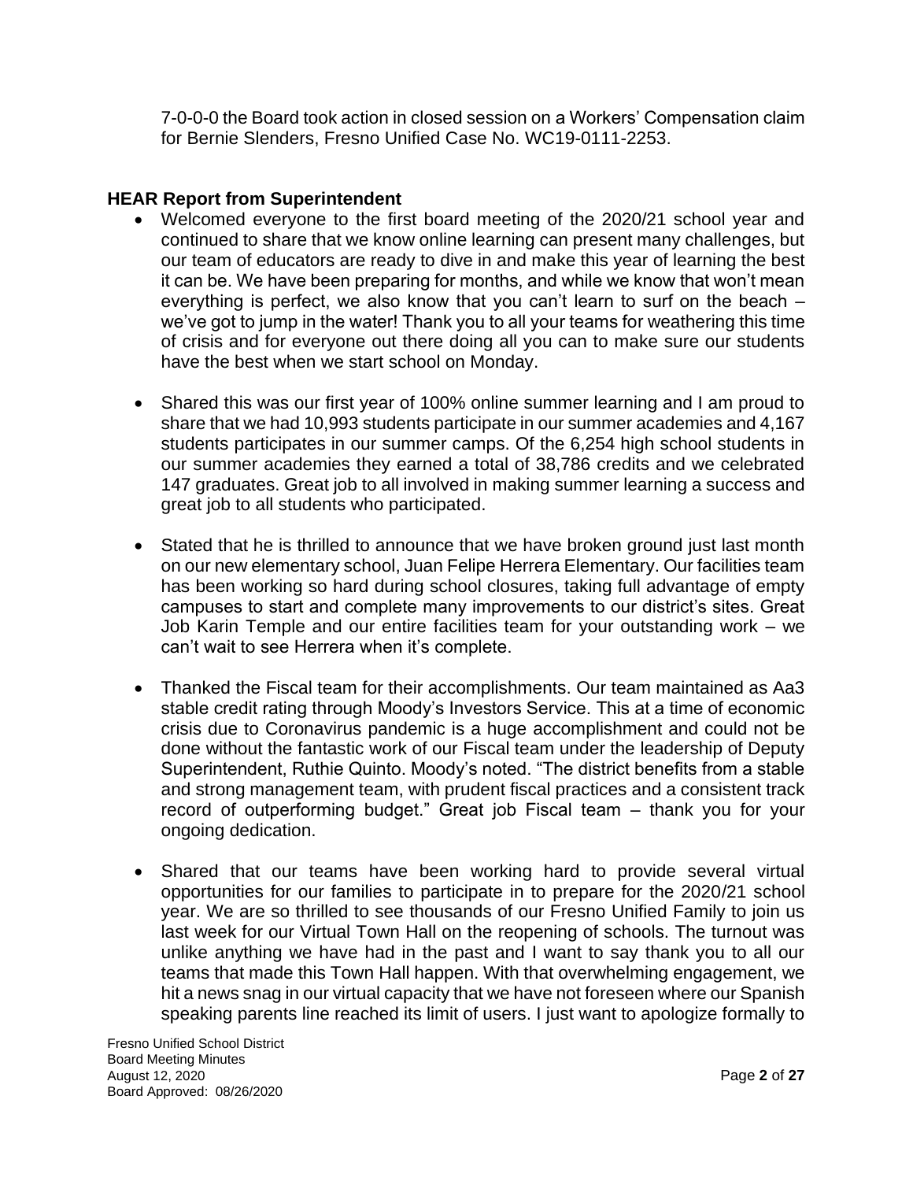7-0-0-0 the Board took action in closed session on a Workers' Compensation claim for Bernie Slenders, Fresno Unified Case No. WC19-0111-2253.

**HEAR Report from Superintendent**

- Welcomed everyone to the first board meeting of the 2020/21 school year and continued to share that we know online learning can present many challenges, but our team of educators are ready to dive in and make this year of learning the best it can be. We have been preparing for months, and while we know that won't mean everything is perfect, we also know that you can't learn to surf on the beach – we've got to jump in the water! Thank you to all your teams for weathering this time of crisis and for everyone out there doing all you can to make sure our students have the best when we start school on Monday.

- Shared this was our first year of 100% online summer learning and I am proud to share that we had 10,993 students participate in our summer academies and 4,167 students participates in our summer camps. Of the 6,254 high school students in our summer academies they earned a total of 38,786 credits and we celebrated 147 graduates. Great job to all involved in making summer learning a success and great job to all students who participated.

- Stated that he is thrilled to announce that we have broken ground just last month on our new elementary school, Juan Felipe Herrera Elementary. Our facilities team has been working so hard during school closures, taking full advantage of empty campuses to start and complete many improvements to our district's sites. Great Job Karin Temple and our entire facilities team for your outstanding work – we can't wait to see Herrera when it's complete.

- Thanked the Fiscal team for their accomplishments. Our team maintained as Aa3 stable credit rating through Moody's Investors Service. This at a time of economic crisis due to Coronavirus pandemic is a huge accomplishment and could not be done without the fantastic work of our Fiscal team under the leadership of Deputy Superintendent, Ruthie Quinto. Moody's noted. "The district benefits from a stable and strong management team, with prudent fiscal practices and a consistent track record of outperforming budget." Great job Fiscal team – thank you for your ongoing dedication.

- Shared that our teams have been working hard to provide several virtual opportunities for our families to participate in to prepare for the 2020/21 school year. We are so thrilled to see thousands of our Fresno Unified Family to join us last week for our Virtual Town Hall on the reopening of schools. The turnout was unlike anything we have had in the past and I want to say thank you to all our teams that made this Town Hall happen. With that overwhelming engagement, we hit a news snag in our virtual capacity that we have not foreseen where our Spanish speaking parents line reached its limit of users. I just want to apologize formally to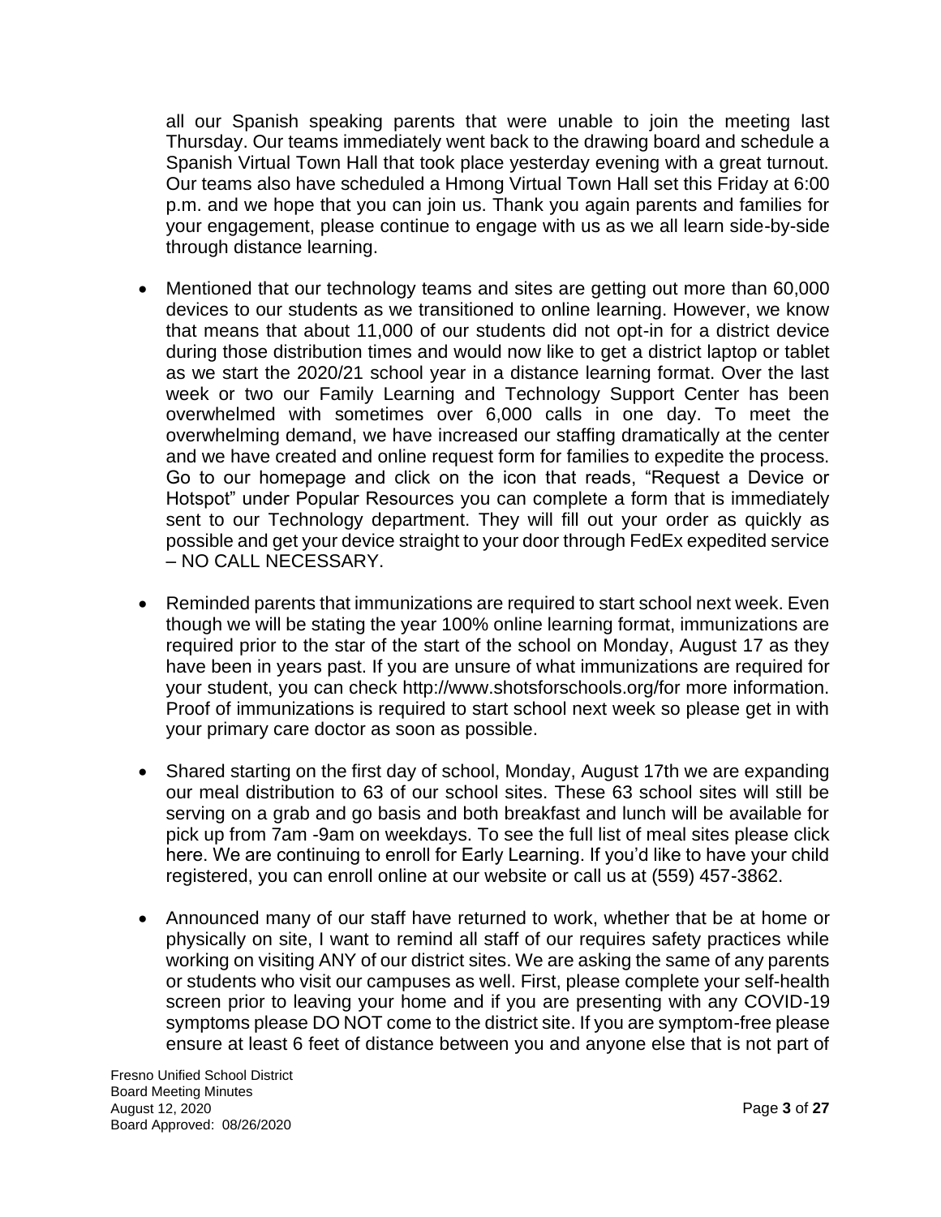all our Spanish speaking parents that were unable to join the meeting last Thursday. Our teams immediately went back to the drawing board and schedule a Spanish Virtual Town Hall that took place yesterday evening with a great turnout. Our teams also have scheduled a Hmong Virtual Town Hall set this Friday at 6:00 p.m. and we hope that you can join us. Thank you again parents and families for your engagement, please continue to engage with us as we all learn side-by-side through distance learning.

- Mentioned that our technology teams and sites are getting out more than 60,000 devices to our students as we transitioned to online learning. However, we know that means that about 11,000 of our students did not opt-in for a district device during those distribution times and would now like to get a district laptop or tablet as we start the 2020/21 school year in a distance learning format. Over the last week or two our Family Learning and Technology Support Center has been overwhelmed with sometimes over 6,000 calls in one day. To meet the overwhelming demand, we have increased our staffing dramatically at the center and we have created and online request form for families to expedite the process. Go to our homepage and click on the icon that reads, "Request a Device or Hotspot" under Popular Resources you can complete a form that is immediately sent to our Technology department. They will fill out your order as quickly as possible and get your device straight to your door through FedEx expedited service – NO CALL NECESSARY.

- Reminded parents that immunizations are required to start school next week. Even though we will be stating the year 100% online learning format, immunizations are required prior to the star of the start of the school on Monday, August 17 as they have been in years past. If you are unsure of what immunizations are required for your student, you can check http://www.shotsforschools.org/for more information. Proof of immunizations is required to start school next week so please get in with your primary care doctor as soon as possible.

- Shared starting on the first day of school, Monday, August 17th we are expanding our meal distribution to 63 of our school sites. These 63 school sites will still be serving on a grab and go basis and both breakfast and lunch will be available for pick up from 7am -9am on weekdays. To see the full list of meal sites please click here. We are continuing to enroll for Early Learning. If you'd like to have your child registered, you can enroll online at our website or call us at (559) 457-3862.

- Announced many of our staff have returned to work, whether that be at home or physically on site, I want to remind all staff of our requires safety practices while working on visiting ANY of our district sites. We are asking the same of any parents or students who visit our campuses as well. First, please complete your self-health screen prior to leaving your home and if you are presenting with any COVID-19 symptoms please DO NOT come to the district site. If you are symptom-free please ensure at least 6 feet of distance between you and anyone else that is not part of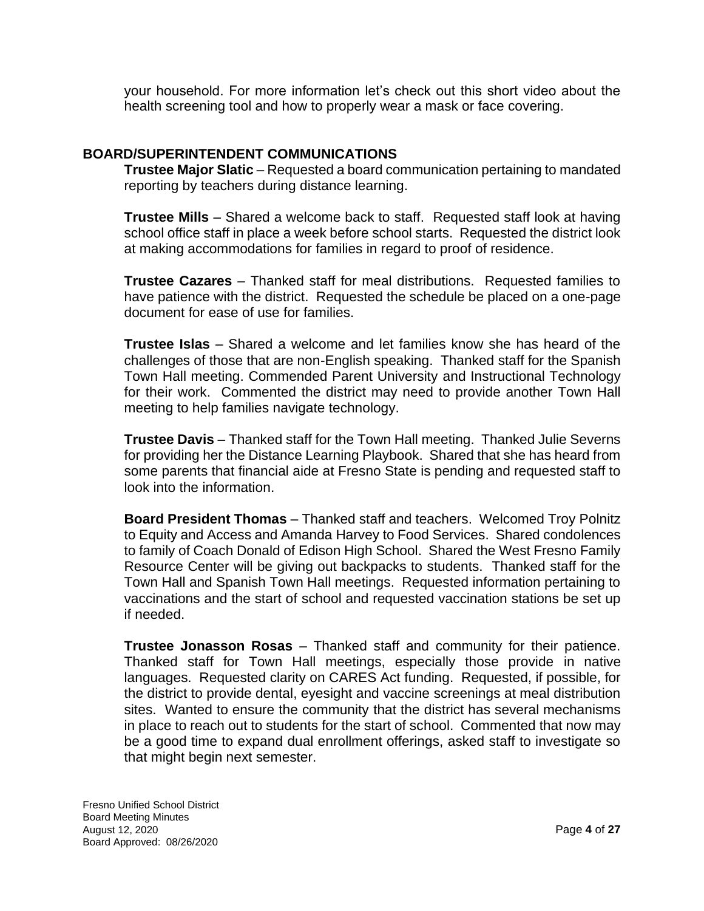your household. For more information let's check out this short video about the health screening tool and how to properly wear a mask or face covering.

## BOARD/SUPERINTENDENT COMMUNICATIONS

**Trustee Major Slatic** – Requested a board communication pertaining to mandated reporting by teachers during distance learning.

**Trustee Mills** – Shared a welcome back to staff. Requested staff look at having school office staff in place a week before school starts. Requested the district look at making accommodations for families in regard to proof of residence.

**Trustee Cazares** – Thanked staff for meal distributions. Requested families to have patience with the district. Requested the schedule be placed on a one-page document for ease of use for families.

**Trustee Islas** – Shared a welcome and let families know she has heard of the challenges of those that are non-English speaking. Thanked staff for the Spanish Town Hall meeting. Commended Parent University and Instructional Technology for their work. Commented the district may need to provide another Town Hall meeting to help families navigate technology.

**Trustee Davis** – Thanked staff for the Town Hall meeting. Thanked Julie Severns for providing her the Distance Learning Playbook. Shared that she has heard from some parents that financial aide at Fresno State is pending and requested staff to look into the information.

**Board President Thomas** – Thanked staff and teachers. Welcomed Troy Polnitz to Equity and Access and Amanda Harvey to Food Services. Shared condolences to family of Coach Donald of Edison High School. Shared the West Fresno Family Resource Center will be giving out backpacks to students. Thanked staff for the Town Hall and Spanish Town Hall meetings. Requested information pertaining to vaccinations and the start of school and requested vaccination stations be set up if needed.

**Trustee Jonasson Rosas** – Thanked staff and community for their patience. Thanked staff for Town Hall meetings, especially those provide in native languages. Requested clarity on CARES Act funding. Requested, if possible, for the district to provide dental, eyesight and vaccine screenings at meal distribution sites. Wanted to ensure the community that the district has several mechanisms in place to reach out to students for the start of school. Commented that now may be a good time to expand dual enrollment offerings, asked staff to investigate so that might begin next semester.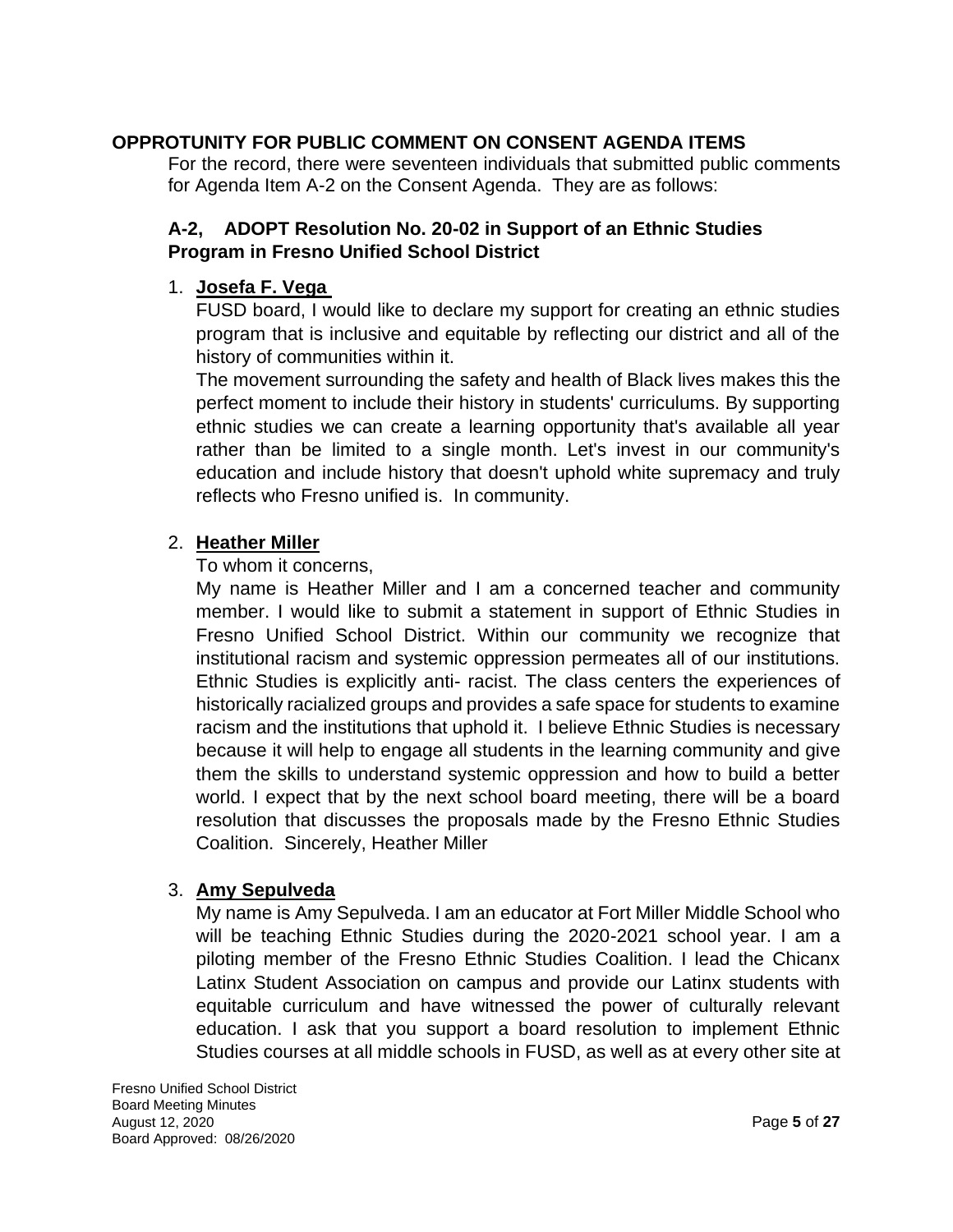## OPPROTUNITY FOR PUBLIC COMMENT ON CONSENT AGENDA ITEMS

For the record, there were seventeen individuals that submitted public comments for Agenda Item A-2 on the Consent Agenda. They are as follows:

### A-2, ADOPT Resolution No. 20-02 in Support of an Ethnic Studies Program in Fresno Unified School District

1. **Josefa F. Vega**

   FUSD board, I would like to declare my support for creating an ethnic studies program that is inclusive and equitable by reflecting our district and all of the history of communities within it.

   The movement surrounding the safety and health of Black lives makes this the perfect moment to include their history in students' curriculums. By supporting ethnic studies we can create a learning opportunity that's available all year rather than be limited to a single month. Let's invest in our community's education and include history that doesn't uphold white supremacy and truly reflects who Fresno unified is. In community.

2. **Heather Miller**

   To whom it concerns,

   My name is Heather Miller and I am a concerned teacher and community member. I would like to submit a statement in support of Ethnic Studies in Fresno Unified School District. Within our community we recognize that institutional racism and systemic oppression permeates all of our institutions. Ethnic Studies is explicitly anti- racist. The class centers the experiences of historically racialized groups and provides a safe space for students to examine racism and the institutions that uphold it. I believe Ethnic Studies is necessary because it will help to engage all students in the learning community and give them the skills to understand systemic oppression and how to build a better world. I expect that by the next school board meeting, there will be a board resolution that discusses the proposals made by the Fresno Ethnic Studies Coalition. Sincerely, Heather Miller

3. **Amy Sepulveda**

   My name is Amy Sepulveda. I am an educator at Fort Miller Middle School who will be teaching Ethnic Studies during the 2020-2021 school year. I am a piloting member of the Fresno Ethnic Studies Coalition. I lead the Chicanx Latinx Student Association on campus and provide our Latinx students with equitable curriculum and have witnessed the power of culturally relevant education. I ask that you support a board resolution to implement Ethnic Studies courses at all middle schools in FUSD, as well as at every other site at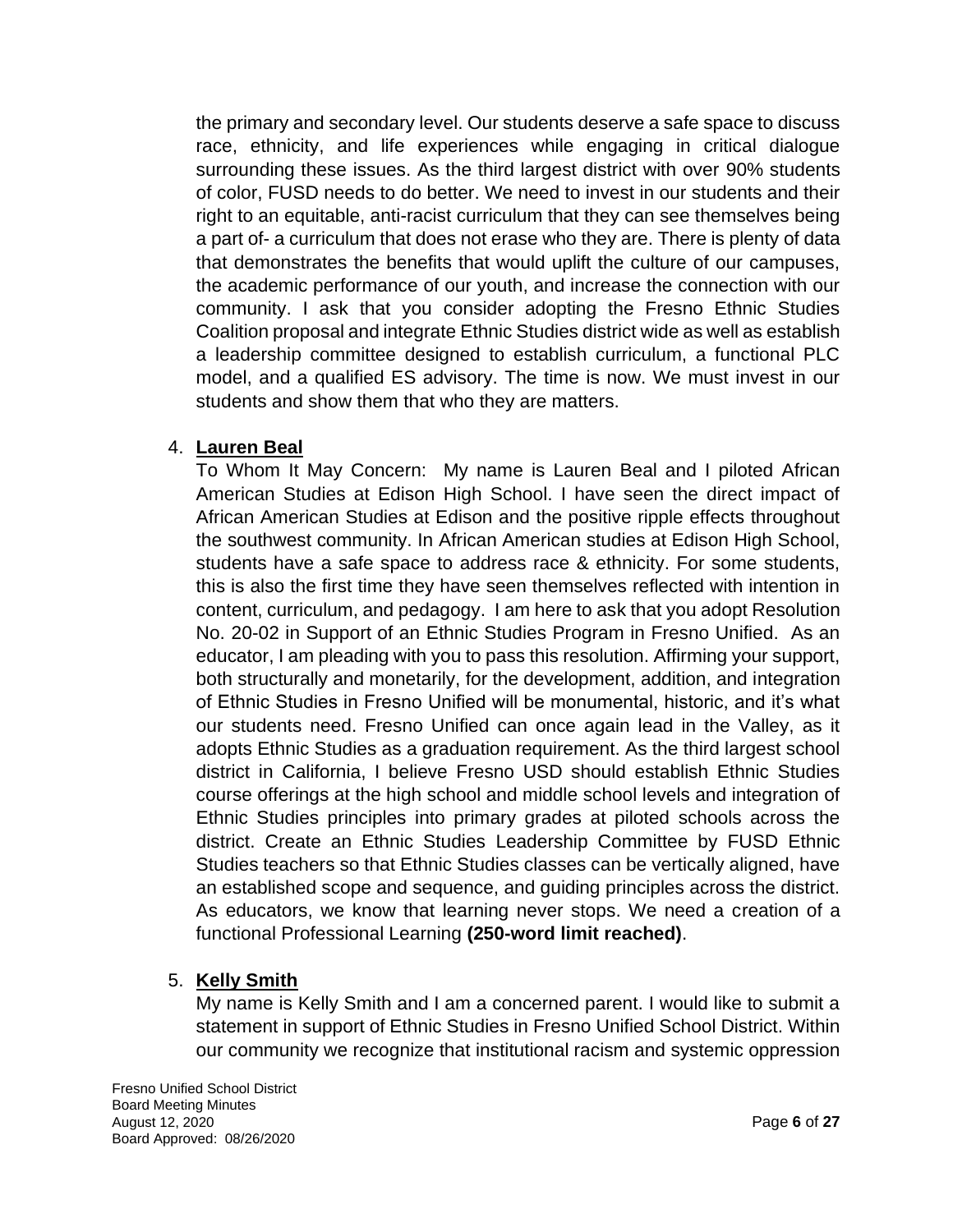the primary and secondary level. Our students deserve a safe space to discuss race, ethnicity, and life experiences while engaging in critical dialogue surrounding these issues. As the third largest district with over 90% students of color, FUSD needs to do better. We need to invest in our students and their right to an equitable, anti-racist curriculum that they can see themselves being a part of- a curriculum that does not erase who they are. There is plenty of data that demonstrates the benefits that would uplift the culture of our campuses, the academic performance of our youth, and increase the connection with our community. I ask that you consider adopting the Fresno Ethnic Studies Coalition proposal and integrate Ethnic Studies district wide as well as establish a leadership committee designed to establish curriculum, a functional PLC model, and a qualified ES advisory. The time is now. We must invest in our students and show them that who they are matters.

4. **<u>Lauren Beal</u>**

   To Whom It May Concern: My name is Lauren Beal and I piloted African American Studies at Edison High School. I have seen the direct impact of African American Studies at Edison and the positive ripple effects throughout the southwest community. In African American studies at Edison High School, students have a safe space to address race & ethnicity. For some students, this is also the first time they have seen themselves reflected with intention in content, curriculum, and pedagogy. I am here to ask that you adopt Resolution No. 20-02 in Support of an Ethnic Studies Program in Fresno Unified. As an educator, I am pleading with you to pass this resolution. Affirming your support, both structurally and monetarily, for the development, addition, and integration of Ethnic Studies in Fresno Unified will be monumental, historic, and it's what our students need. Fresno Unified can once again lead in the Valley, as it adopts Ethnic Studies as a graduation requirement. As the third largest school district in California, I believe Fresno USD should establish Ethnic Studies course offerings at the high school and middle school levels and integration of Ethnic Studies principles into primary grades at piloted schools across the district. Create an Ethnic Studies Leadership Committee by FUSD Ethnic Studies teachers so that Ethnic Studies classes can be vertically aligned, have an established scope and sequence, and guiding principles across the district. As educators, we know that learning never stops. We need a creation of a functional Professional Learning **(250-word limit reached)**.

5. **<u>Kelly Smith</u>**

   My name is Kelly Smith and I am a concerned parent. I would like to submit a statement in support of Ethnic Studies in Fresno Unified School District. Within our community we recognize that institutional racism and systemic oppression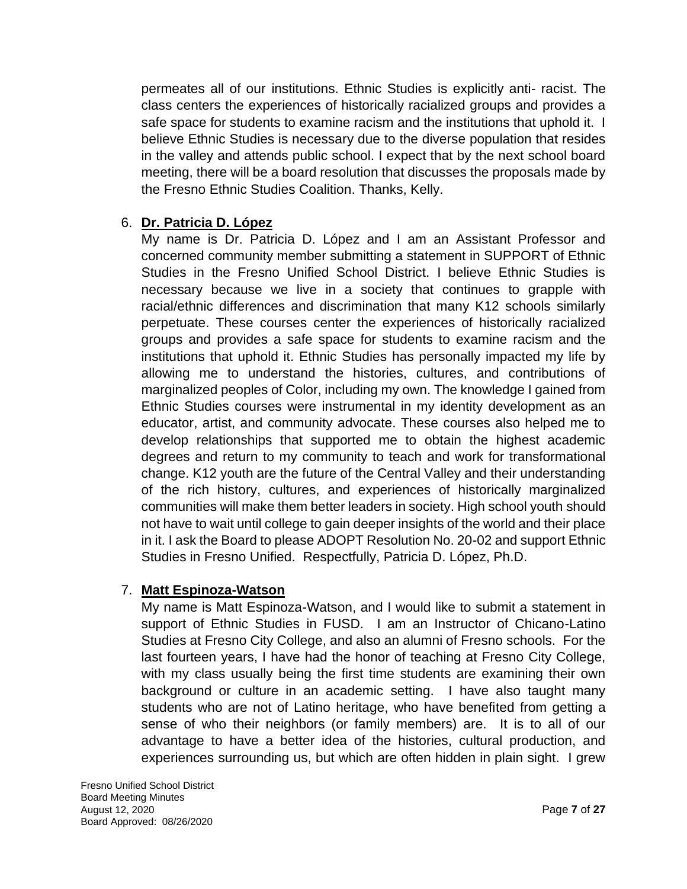permeates all of our institutions. Ethnic Studies is explicitly anti- racist. The class centers the experiences of historically racialized groups and provides a safe space for students to examine racism and the institutions that uphold it. I believe Ethnic Studies is necessary due to the diverse population that resides in the valley and attends public school. I expect that by the next school board meeting, there will be a board resolution that discusses the proposals made by the Fresno Ethnic Studies Coalition. Thanks, Kelly.

6. **Dr. Patricia D. López**

   My name is Dr. Patricia D. López and I am an Assistant Professor and concerned community member submitting a statement in SUPPORT of Ethnic Studies in the Fresno Unified School District. I believe Ethnic Studies is necessary because we live in a society that continues to grapple with racial/ethnic differences and discrimination that many K12 schools similarly perpetuate. These courses center the experiences of historically racialized groups and provides a safe space for students to examine racism and the institutions that uphold it. Ethnic Studies has personally impacted my life by allowing me to understand the histories, cultures, and contributions of marginalized peoples of Color, including my own. The knowledge I gained from Ethnic Studies courses were instrumental in my identity development as an educator, artist, and community advocate. These courses also helped me to develop relationships that supported me to obtain the highest academic degrees and return to my community to teach and work for transformational change. K12 youth are the future of the Central Valley and their understanding of the rich history, cultures, and experiences of historically marginalized communities will make them better leaders in society. High school youth should not have to wait until college to gain deeper insights of the world and their place in it. I ask the Board to please ADOPT Resolution No. 20-02 and support Ethnic Studies in Fresno Unified. Respectfully, Patricia D. López, Ph.D.

7. **Matt Espinoza-Watson**

   My name is Matt Espinoza-Watson, and I would like to submit a statement in support of Ethnic Studies in FUSD. I am an Instructor of Chicano-Latino Studies at Fresno City College, and also an alumni of Fresno schools. For the last fourteen years, I have had the honor of teaching at Fresno City College, with my class usually being the first time students are examining their own background or culture in an academic setting. I have also taught many students who are not of Latino heritage, who have benefited from getting a sense of who their neighbors (or family members) are. It is to all of our advantage to have a better idea of the histories, cultural production, and experiences surrounding us, but which are often hidden in plain sight. I grew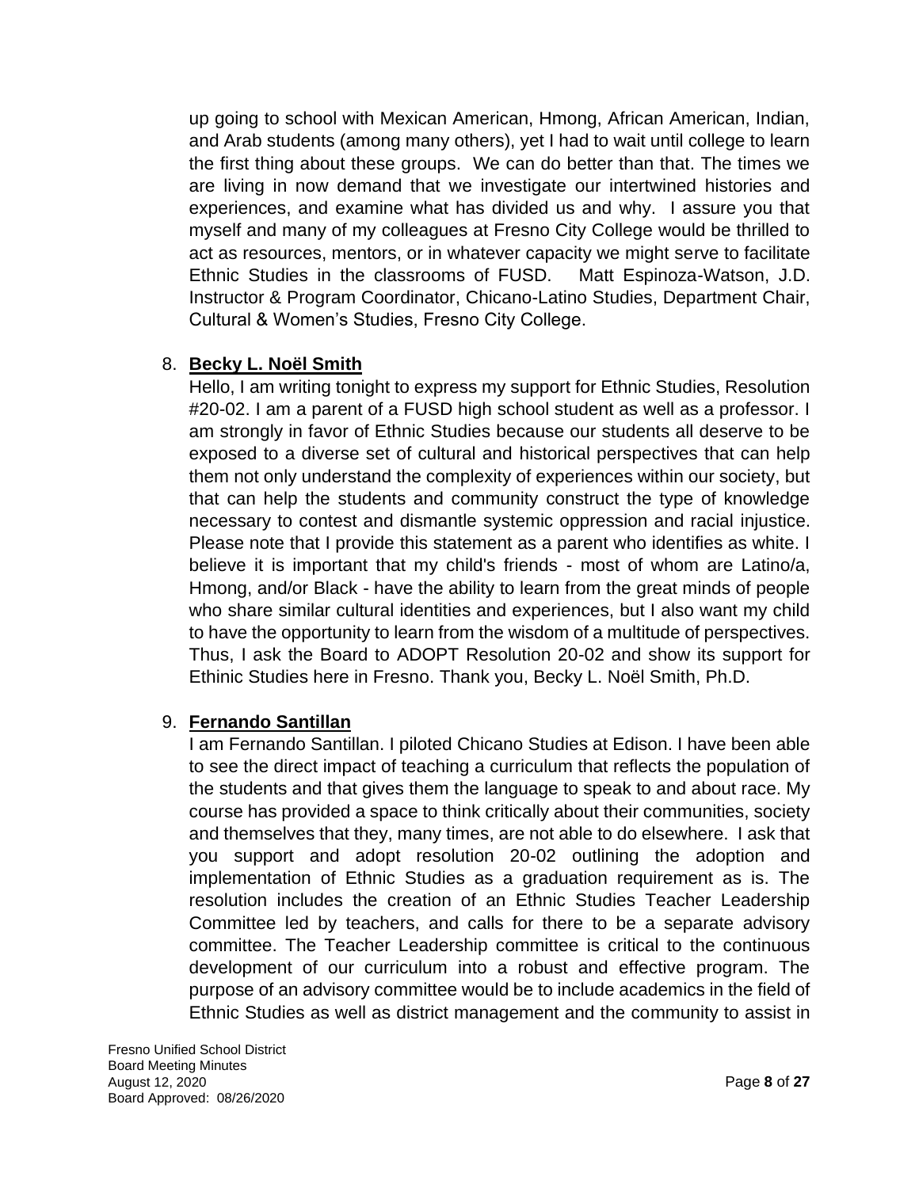up going to school with Mexican American, Hmong, African American, Indian, and Arab students (among many others), yet I had to wait until college to learn the first thing about these groups. We can do better than that. The times we are living in now demand that we investigate our intertwined histories and experiences, and examine what has divided us and why. I assure you that myself and many of my colleagues at Fresno City College would be thrilled to act as resources, mentors, or in whatever capacity we might serve to facilitate Ethnic Studies in the classrooms of FUSD. Matt Espinoza-Watson, J.D. Instructor & Program Coordinator, Chicano-Latino Studies, Department Chair, Cultural & Women's Studies, Fresno City College.

8. **Becky L. Noël Smith**

   Hello, I am writing tonight to express my support for Ethnic Studies, Resolution #20-02. I am a parent of a FUSD high school student as well as a professor. I am strongly in favor of Ethnic Studies because our students all deserve to be exposed to a diverse set of cultural and historical perspectives that can help them not only understand the complexity of experiences within our society, but that can help the students and community construct the type of knowledge necessary to contest and dismantle systemic oppression and racial injustice. Please note that I provide this statement as a parent who identifies as white. I believe it is important that my child's friends - most of whom are Latino/a, Hmong, and/or Black - have the ability to learn from the great minds of people who share similar cultural identities and experiences, but I also want my child to have the opportunity to learn from the wisdom of a multitude of perspectives. Thus, I ask the Board to ADOPT Resolution 20-02 and show its support for Ethinic Studies here in Fresno. Thank you, Becky L. Noël Smith, Ph.D.

9. **Fernando Santillan**

   I am Fernando Santillan. I piloted Chicano Studies at Edison. I have been able to see the direct impact of teaching a curriculum that reflects the population of the students and that gives them the language to speak to and about race. My course has provided a space to think critically about their communities, society and themselves that they, many times, are not able to do elsewhere. I ask that you support and adopt resolution 20-02 outlining the adoption and implementation of Ethnic Studies as a graduation requirement as is. The resolution includes the creation of an Ethnic Studies Teacher Leadership Committee led by teachers, and calls for there to be a separate advisory committee. The Teacher Leadership committee is critical to the continuous development of our curriculum into a robust and effective program. The purpose of an advisory committee would be to include academics in the field of Ethnic Studies as well as district management and the community to assist in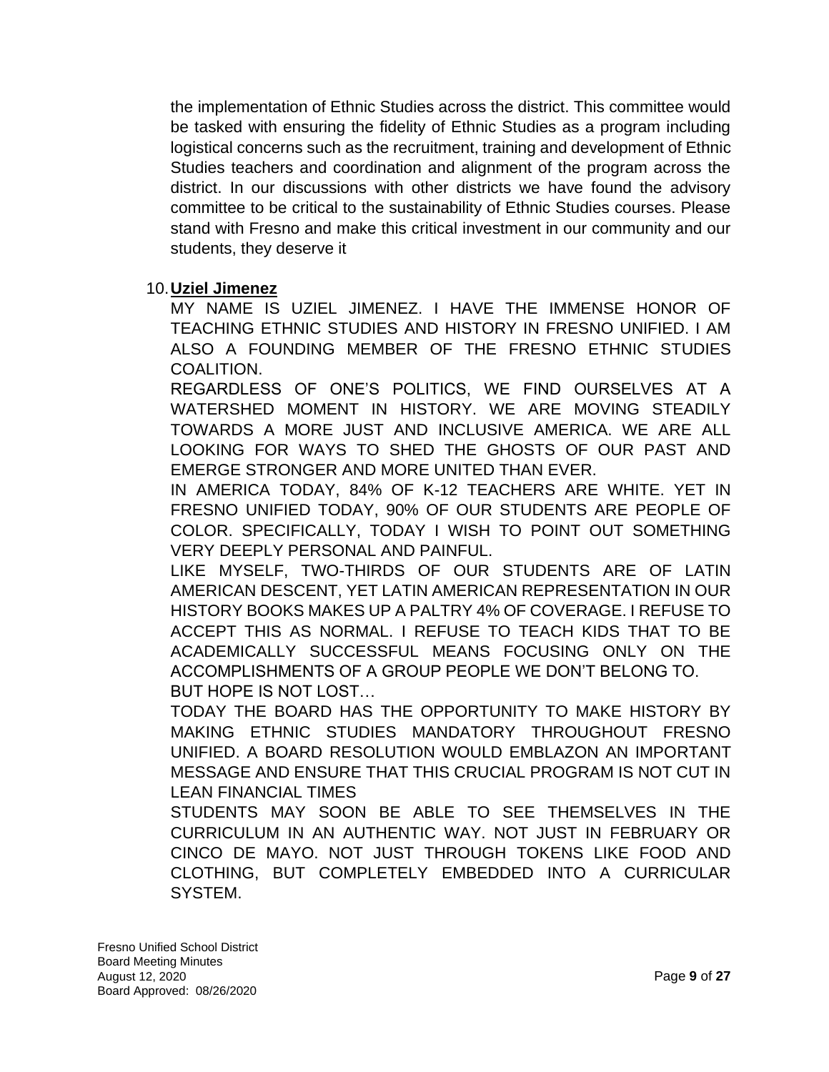the implementation of Ethnic Studies across the district. This committee would be tasked with ensuring the fidelity of Ethnic Studies as a program including logistical concerns such as the recruitment, training and development of Ethnic Studies teachers and coordination and alignment of the program across the district. In our discussions with other districts we have found the advisory committee to be critical to the sustainability of Ethnic Studies courses. Please stand with Fresno and make this critical investment in our community and our students, they deserve it

10. **Uziel Jimenez**

MY NAME IS UZIEL JIMENEZ. I HAVE THE IMMENSE HONOR OF TEACHING ETHNIC STUDIES AND HISTORY IN FRESNO UNIFIED. I AM ALSO A FOUNDING MEMBER OF THE FRESNO ETHNIC STUDIES COALITION.

REGARDLESS OF ONE'S POLITICS, WE FIND OURSELVES AT A WATERSHED MOMENT IN HISTORY. WE ARE MOVING STEADILY TOWARDS A MORE JUST AND INCLUSIVE AMERICA. WE ARE ALL LOOKING FOR WAYS TO SHED THE GHOSTS OF OUR PAST AND EMERGE STRONGER AND MORE UNITED THAN EVER.

IN AMERICA TODAY, 84% OF K-12 TEACHERS ARE WHITE. YET IN FRESNO UNIFIED TODAY, 90% OF OUR STUDENTS ARE PEOPLE OF COLOR. SPECIFICALLY, TODAY I WISH TO POINT OUT SOMETHING VERY DEEPLY PERSONAL AND PAINFUL.

LIKE MYSELF, TWO-THIRDS OF OUR STUDENTS ARE OF LATIN AMERICAN DESCENT, YET LATIN AMERICAN REPRESENTATION IN OUR HISTORY BOOKS MAKES UP A PALTRY 4% OF COVERAGE. I REFUSE TO ACCEPT THIS AS NORMAL. I REFUSE TO TEACH KIDS THAT TO BE ACADEMICALLY SUCCESSFUL MEANS FOCUSING ONLY ON THE ACCOMPLISHMENTS OF A GROUP PEOPLE WE DON'T BELONG TO.

BUT HOPE IS NOT LOST…

TODAY THE BOARD HAS THE OPPORTUNITY TO MAKE HISTORY BY MAKING ETHNIC STUDIES MANDATORY THROUGHOUT FRESNO UNIFIED. A BOARD RESOLUTION WOULD EMBLAZON AN IMPORTANT MESSAGE AND ENSURE THAT THIS CRUCIAL PROGRAM IS NOT CUT IN LEAN FINANCIAL TIMES

STUDENTS MAY SOON BE ABLE TO SEE THEMSELVES IN THE CURRICULUM IN AN AUTHENTIC WAY. NOT JUST IN FEBRUARY OR CINCO DE MAYO. NOT JUST THROUGH TOKENS LIKE FOOD AND CLOTHING, BUT COMPLETELY EMBEDDED INTO A CURRICULAR SYSTEM.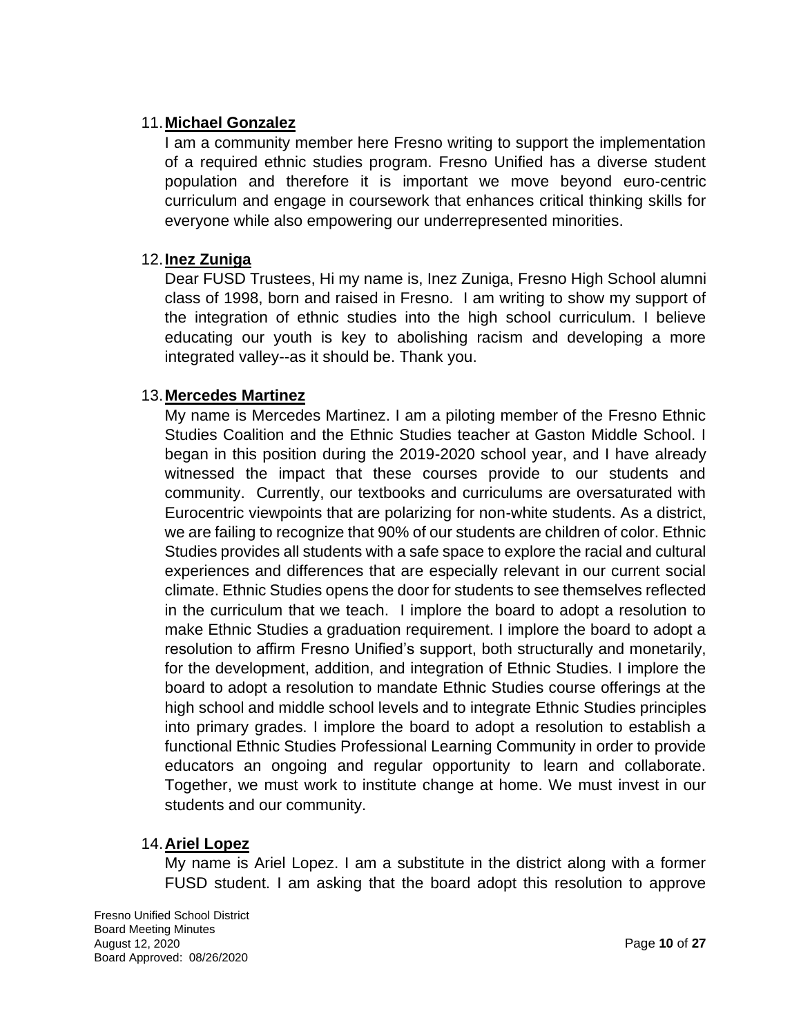11. **Michael Gonzalez**

    I am a community member here Fresno writing to support the implementation of a required ethnic studies program. Fresno Unified has a diverse student population and therefore it is important we move beyond euro-centric curriculum and engage in coursework that enhances critical thinking skills for everyone while also empowering our underrepresented minorities.

12. **Inez Zuniga**

    Dear FUSD Trustees, Hi my name is, Inez Zuniga, Fresno High School alumni class of 1998, born and raised in Fresno. I am writing to show my support of the integration of ethnic studies into the high school curriculum. I believe educating our youth is key to abolishing racism and developing a more integrated valley--as it should be. Thank you.

13. **Mercedes Martinez**

    My name is Mercedes Martinez. I am a piloting member of the Fresno Ethnic Studies Coalition and the Ethnic Studies teacher at Gaston Middle School. I began in this position during the 2019-2020 school year, and I have already witnessed the impact that these courses provide to our students and community. Currently, our textbooks and curriculums are oversaturated with Eurocentric viewpoints that are polarizing for non-white students. As a district, we are failing to recognize that 90% of our students are children of color. Ethnic Studies provides all students with a safe space to explore the racial and cultural experiences and differences that are especially relevant in our current social climate. Ethnic Studies opens the door for students to see themselves reflected in the curriculum that we teach. I implore the board to adopt a resolution to make Ethnic Studies a graduation requirement. I implore the board to adopt a resolution to affirm Fresno Unified's support, both structurally and monetarily, for the development, addition, and integration of Ethnic Studies. I implore the board to adopt a resolution to mandate Ethnic Studies course offerings at the high school and middle school levels and to integrate Ethnic Studies principles into primary grades. I implore the board to adopt a resolution to establish a functional Ethnic Studies Professional Learning Community in order to provide educators an ongoing and regular opportunity to learn and collaborate. Together, we must work to institute change at home. We must invest in our students and our community.

14. **Ariel Lopez**

    My name is Ariel Lopez. I am a substitute in the district along with a former FUSD student. I am asking that the board adopt this resolution to approve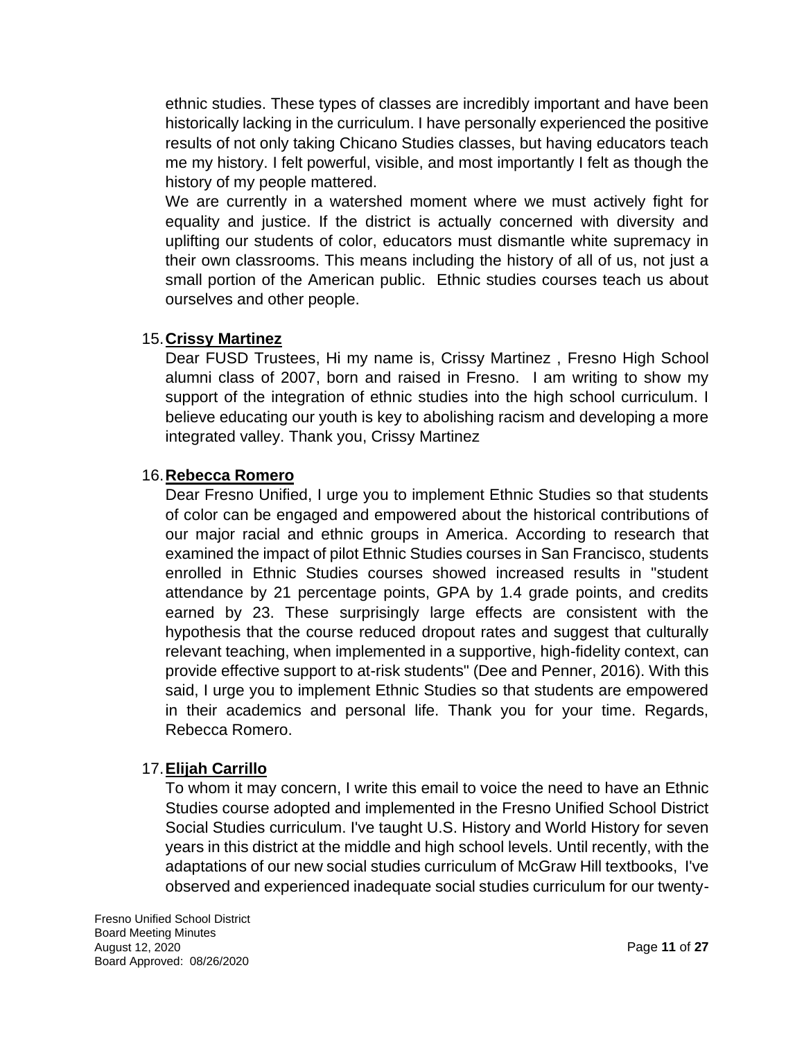ethnic studies. These types of classes are incredibly important and have been historically lacking in the curriculum. I have personally experienced the positive results of not only taking Chicano Studies classes, but having educators teach me my history. I felt powerful, visible, and most importantly I felt as though the history of my people mattered.

We are currently in a watershed moment where we must actively fight for equality and justice. If the district is actually concerned with diversity and uplifting our students of color, educators must dismantle white supremacy in their own classrooms. This means including the history of all of us, not just a small portion of the American public. Ethnic studies courses teach us about ourselves and other people.

15. **Crissy Martinez**

Dear FUSD Trustees, Hi my name is, Crissy Martinez , Fresno High School alumni class of 2007, born and raised in Fresno. I am writing to show my support of the integration of ethnic studies into the high school curriculum. I believe educating our youth is key to abolishing racism and developing a more integrated valley. Thank you, Crissy Martinez

16. **Rebecca Romero**

Dear Fresno Unified, I urge you to implement Ethnic Studies so that students of color can be engaged and empowered about the historical contributions of our major racial and ethnic groups in America. According to research that examined the impact of pilot Ethnic Studies courses in San Francisco, students enrolled in Ethnic Studies courses showed increased results in "student attendance by 21 percentage points, GPA by 1.4 grade points, and credits earned by 23. These surprisingly large effects are consistent with the hypothesis that the course reduced dropout rates and suggest that culturally relevant teaching, when implemented in a supportive, high-fidelity context, can provide effective support to at-risk students" (Dee and Penner, 2016). With this said, I urge you to implement Ethnic Studies so that students are empowered in their academics and personal life. Thank you for your time. Regards, Rebecca Romero.

17. **Elijah Carrillo**

To whom it may concern, I write this email to voice the need to have an Ethnic Studies course adopted and implemented in the Fresno Unified School District Social Studies curriculum. I've taught U.S. History and World History for seven years in this district at the middle and high school levels. Until recently, with the adaptations of our new social studies curriculum of McGraw Hill textbooks, I've observed and experienced inadequate social studies curriculum for our twenty-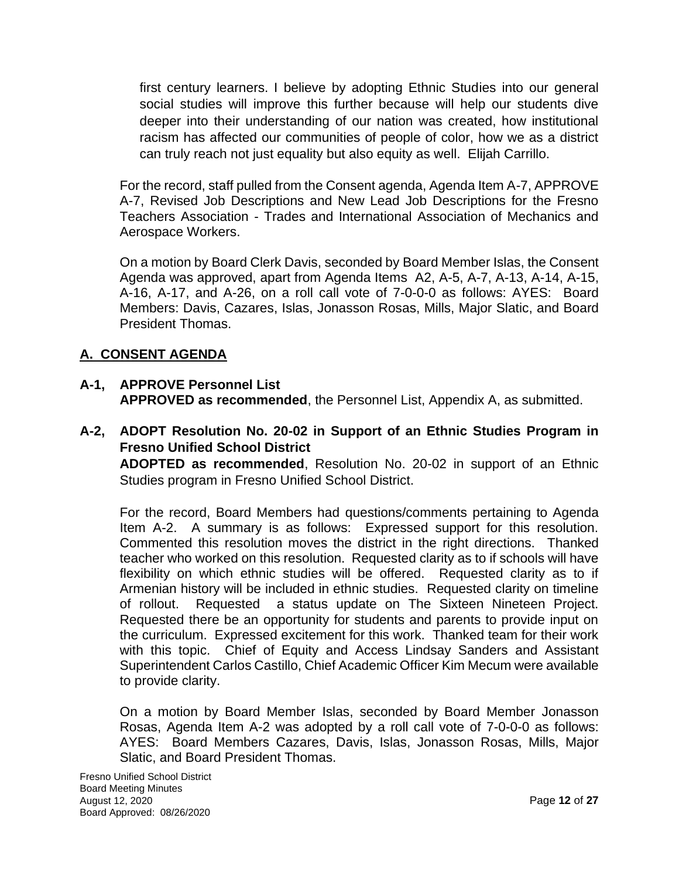first century learners. I believe by adopting Ethnic Studies into our general social studies will improve this further because will help our students dive deeper into their understanding of our nation was created, how institutional racism has affected our communities of people of color, how we as a district can truly reach not just equality but also equity as well. Elijah Carrillo.

For the record, staff pulled from the Consent agenda, Agenda Item A-7, APPROVE A-7, Revised Job Descriptions and New Lead Job Descriptions for the Fresno Teachers Association - Trades and International Association of Mechanics and Aerospace Workers.

On a motion by Board Clerk Davis, seconded by Board Member Islas, the Consent Agenda was approved, apart from Agenda Items A2, A-5, A-7, A-13, A-14, A-15, A-16, A-17, and A-26, on a roll call vote of 7-0-0-0 as follows: AYES: Board Members: Davis, Cazares, Islas, Jonasson Rosas, Mills, Major Slatic, and Board President Thomas.

## A. CONSENT AGENDA

**A-1, APPROVE Personnel List**
**APPROVED as recommended**, the Personnel List, Appendix A, as submitted.

**A-2, ADOPT Resolution No. 20-02 in Support of an Ethnic Studies Program in Fresno Unified School District**
**ADOPTED as recommended**, Resolution No. 20-02 in support of an Ethnic Studies program in Fresno Unified School District.

For the record, Board Members had questions/comments pertaining to Agenda Item A-2. A summary is as follows: Expressed support for this resolution. Commented this resolution moves the district in the right directions. Thanked teacher who worked on this resolution. Requested clarity as to if schools will have flexibility on which ethnic studies will be offered. Requested clarity as to if Armenian history will be included in ethnic studies. Requested clarity on timeline of rollout. Requested a status update on The Sixteen Nineteen Project. Requested there be an opportunity for students and parents to provide input on the curriculum. Expressed excitement for this work. Thanked team for their work with this topic. Chief of Equity and Access Lindsay Sanders and Assistant Superintendent Carlos Castillo, Chief Academic Officer Kim Mecum were available to provide clarity.

On a motion by Board Member Islas, seconded by Board Member Jonasson Rosas, Agenda Item A-2 was adopted by a roll call vote of 7-0-0-0 as follows: AYES: Board Members Cazares, Davis, Islas, Jonasson Rosas, Mills, Major Slatic, and Board President Thomas.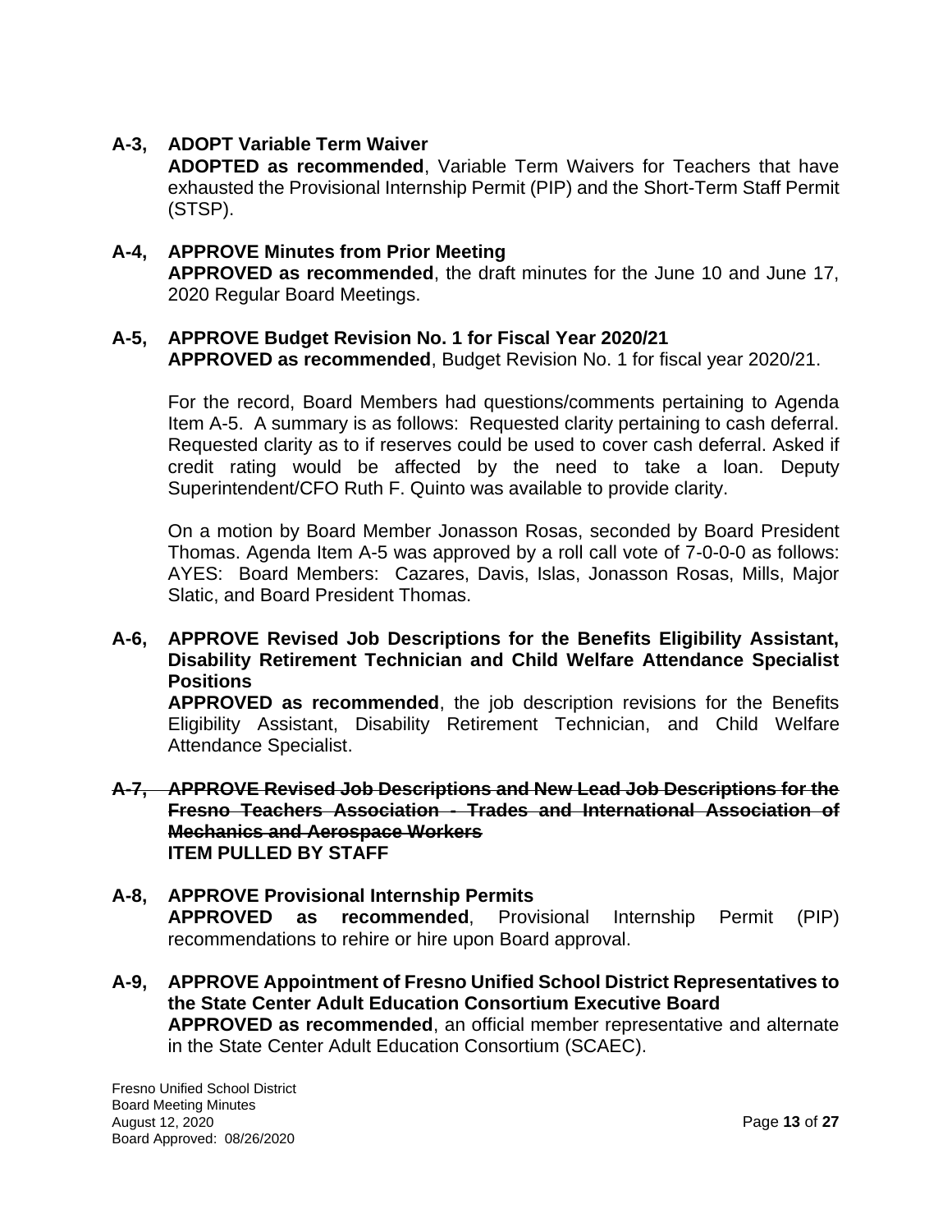**A-3, ADOPT Variable Term Waiver**
**ADOPTED as recommended**, Variable Term Waivers for Teachers that have exhausted the Provisional Internship Permit (PIP) and the Short-Term Staff Permit (STSP).

**A-4, APPROVE Minutes from Prior Meeting**
**APPROVED as recommended**, the draft minutes for the June 10 and June 17, 2020 Regular Board Meetings.

**A-5, APPROVE Budget Revision No. 1 for Fiscal Year 2020/21**
**APPROVED as recommended**, Budget Revision No. 1 for fiscal year 2020/21.

For the record, Board Members had questions/comments pertaining to Agenda Item A-5. A summary is as follows: Requested clarity pertaining to cash deferral. Requested clarity as to if reserves could be used to cover cash deferral. Asked if credit rating would be affected by the need to take a loan. Deputy Superintendent/CFO Ruth F. Quinto was available to provide clarity.

On a motion by Board Member Jonasson Rosas, seconded by Board President Thomas. Agenda Item A-5 was approved by a roll call vote of 7-0-0-0 as follows: AYES: Board Members: Cazares, Davis, Islas, Jonasson Rosas, Mills, Major Slatic, and Board President Thomas.

**A-6, APPROVE Revised Job Descriptions for the Benefits Eligibility Assistant, Disability Retirement Technician and Child Welfare Attendance Specialist Positions**
**APPROVED as recommended**, the job description revisions for the Benefits Eligibility Assistant, Disability Retirement Technician, and Child Welfare Attendance Specialist.

~~**A-7, APPROVE Revised Job Descriptions and New Lead Job Descriptions for the Fresno Teachers Association - Trades and International Association of Mechanics and Aerospace Workers**~~
**ITEM PULLED BY STAFF**

**A-8, APPROVE Provisional Internship Permits**
**APPROVED as recommended**, Provisional Internship Permit (PIP) recommendations to rehire or hire upon Board approval.

**A-9, APPROVE Appointment of Fresno Unified School District Representatives to the State Center Adult Education Consortium Executive Board**
**APPROVED as recommended**, an official member representative and alternate in the State Center Adult Education Consortium (SCAEC).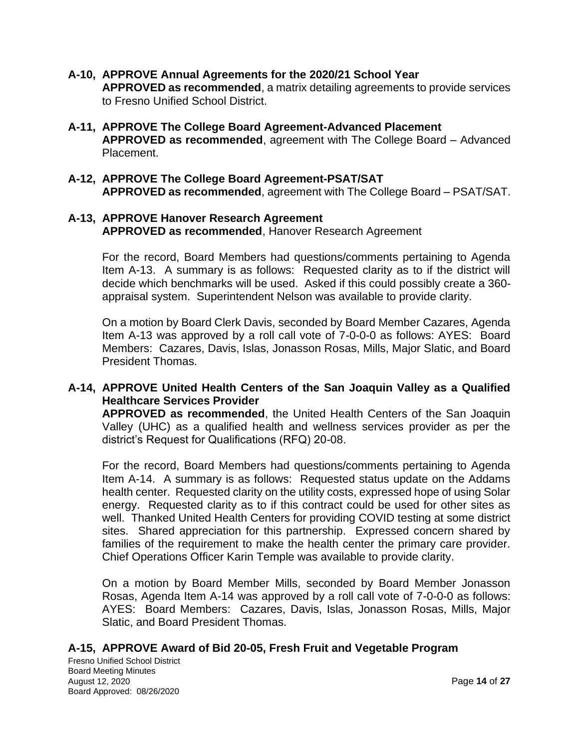**A-10, APPROVE Annual Agreements for the 2020/21 School Year**
**APPROVED as recommended**, a matrix detailing agreements to provide services to Fresno Unified School District.

**A-11, APPROVE The College Board Agreement-Advanced Placement**
**APPROVED as recommended**, agreement with The College Board – Advanced Placement.

**A-12, APPROVE The College Board Agreement-PSAT/SAT**
**APPROVED as recommended**, agreement with The College Board – PSAT/SAT.

**A-13, APPROVE Hanover Research Agreement**
**APPROVED as recommended**, Hanover Research Agreement

For the record, Board Members had questions/comments pertaining to Agenda Item A-13. A summary is as follows: Requested clarity as to if the district will decide which benchmarks will be used. Asked if this could possibly create a 360-appraisal system. Superintendent Nelson was available to provide clarity.

On a motion by Board Clerk Davis, seconded by Board Member Cazares, Agenda Item A-13 was approved by a roll call vote of 7-0-0-0 as follows: AYES: Board Members: Cazares, Davis, Islas, Jonasson Rosas, Mills, Major Slatic, and Board President Thomas.

**A-14, APPROVE United Health Centers of the San Joaquin Valley as a Qualified Healthcare Services Provider**
**APPROVED as recommended**, the United Health Centers of the San Joaquin Valley (UHC) as a qualified health and wellness services provider as per the district's Request for Qualifications (RFQ) 20-08.

For the record, Board Members had questions/comments pertaining to Agenda Item A-14. A summary is as follows: Requested status update on the Addams health center. Requested clarity on the utility costs, expressed hope of using Solar energy. Requested clarity as to if this contract could be used for other sites as well. Thanked United Health Centers for providing COVID testing at some district sites. Shared appreciation for this partnership. Expressed concern shared by families of the requirement to make the health center the primary care provider. Chief Operations Officer Karin Temple was available to provide clarity.

On a motion by Board Member Mills, seconded by Board Member Jonasson Rosas, Agenda Item A-14 was approved by a roll call vote of 7-0-0-0 as follows: AYES: Board Members: Cazares, Davis, Islas, Jonasson Rosas, Mills, Major Slatic, and Board President Thomas.

**A-15, APPROVE Award of Bid 20-05, Fresh Fruit and Vegetable Program**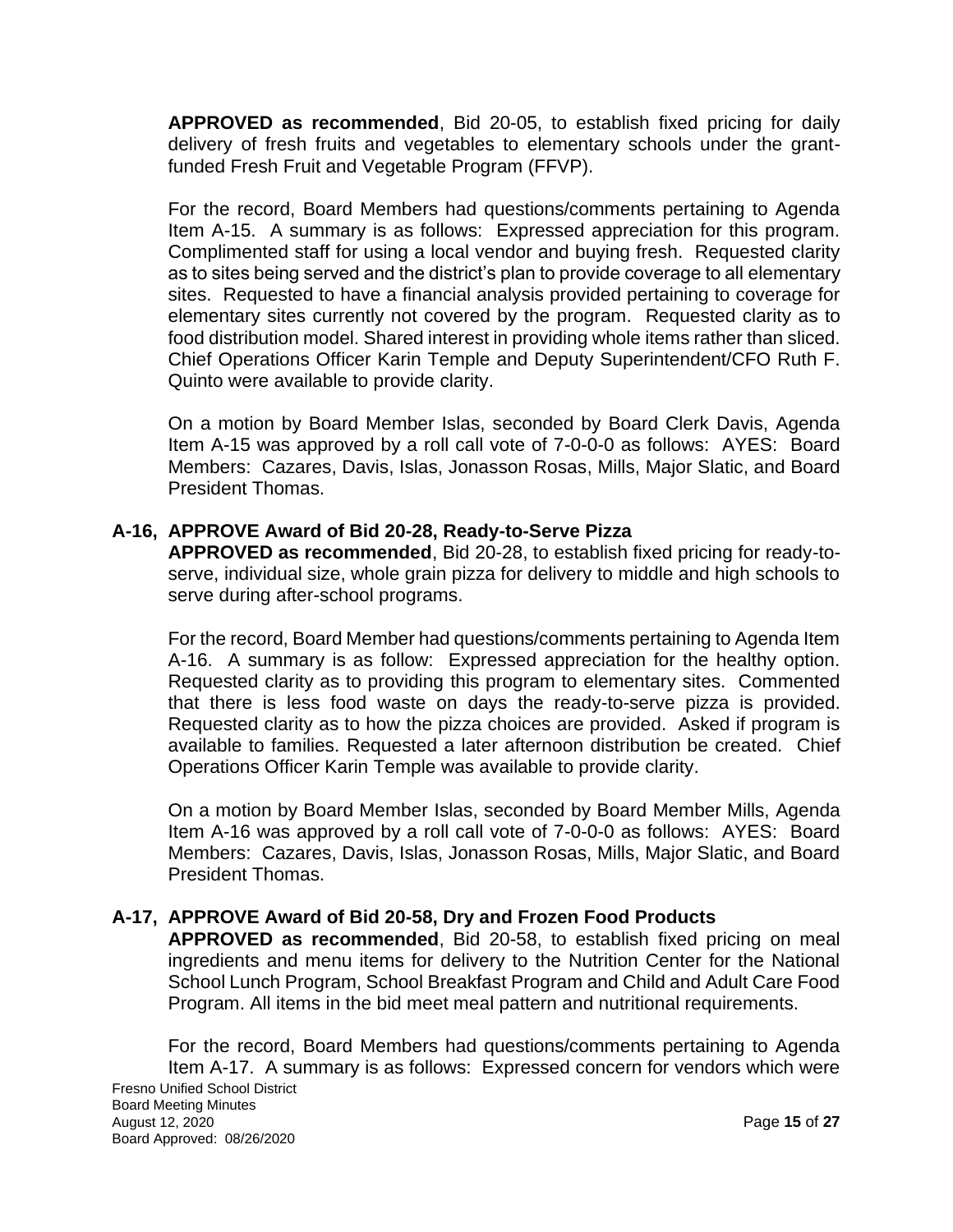**APPROVED as recommended**, Bid 20-05, to establish fixed pricing for daily delivery of fresh fruits and vegetables to elementary schools under the grant-funded Fresh Fruit and Vegetable Program (FFVP).

For the record, Board Members had questions/comments pertaining to Agenda Item A-15. A summary is as follows: Expressed appreciation for this program. Complimented staff for using a local vendor and buying fresh. Requested clarity as to sites being served and the district's plan to provide coverage to all elementary sites. Requested to have a financial analysis provided pertaining to coverage for elementary sites currently not covered by the program. Requested clarity as to food distribution model. Shared interest in providing whole items rather than sliced. Chief Operations Officer Karin Temple and Deputy Superintendent/CFO Ruth F. Quinto were available to provide clarity.

On a motion by Board Member Islas, seconded by Board Clerk Davis, Agenda Item A-15 was approved by a roll call vote of 7-0-0-0 as follows: AYES: Board Members: Cazares, Davis, Islas, Jonasson Rosas, Mills, Major Slatic, and Board President Thomas.

**A-16, APPROVE Award of Bid 20-28, Ready-to-Serve Pizza**

**APPROVED as recommended**, Bid 20-28, to establish fixed pricing for ready-to-serve, individual size, whole grain pizza for delivery to middle and high schools to serve during after-school programs.

For the record, Board Member had questions/comments pertaining to Agenda Item A-16. A summary is as follow: Expressed appreciation for the healthy option. Requested clarity as to providing this program to elementary sites. Commented that there is less food waste on days the ready-to-serve pizza is provided. Requested clarity as to how the pizza choices are provided. Asked if program is available to families. Requested a later afternoon distribution be created. Chief Operations Officer Karin Temple was available to provide clarity.

On a motion by Board Member Islas, seconded by Board Member Mills, Agenda Item A-16 was approved by a roll call vote of 7-0-0-0 as follows: AYES: Board Members: Cazares, Davis, Islas, Jonasson Rosas, Mills, Major Slatic, and Board President Thomas.

**A-17, APPROVE Award of Bid 20-58, Dry and Frozen Food Products**

**APPROVED as recommended**, Bid 20-58, to establish fixed pricing on meal ingredients and menu items for delivery to the Nutrition Center for the National School Lunch Program, School Breakfast Program and Child and Adult Care Food Program. All items in the bid meet meal pattern and nutritional requirements.

For the record, Board Members had questions/comments pertaining to Agenda Item A-17. A summary is as follows: Expressed concern for vendors which were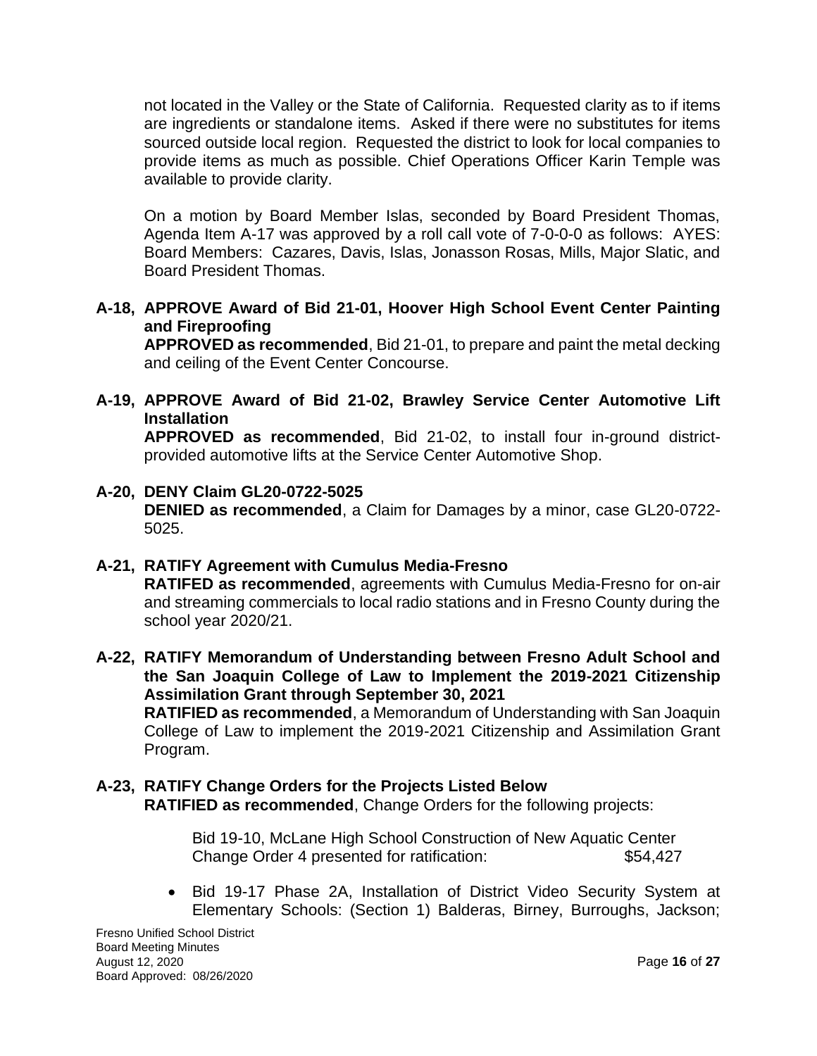not located in the Valley or the State of California. Requested clarity as to if items are ingredients or standalone items. Asked if there were no substitutes for items sourced outside local region. Requested the district to look for local companies to provide items as much as possible. Chief Operations Officer Karin Temple was available to provide clarity.

On a motion by Board Member Islas, seconded by Board President Thomas, Agenda Item A-17 was approved by a roll call vote of 7-0-0-0 as follows: AYES: Board Members: Cazares, Davis, Islas, Jonasson Rosas, Mills, Major Slatic, and Board President Thomas.

**A-18, APPROVE Award of Bid 21-01, Hoover High School Event Center Painting and Fireproofing**
**APPROVED as recommended**, Bid 21-01, to prepare and paint the metal decking and ceiling of the Event Center Concourse.

**A-19, APPROVE Award of Bid 21-02, Brawley Service Center Automotive Lift Installation**
**APPROVED as recommended**, Bid 21-02, to install four in-ground district-provided automotive lifts at the Service Center Automotive Shop.

**A-20, DENY Claim GL20-0722-5025**
**DENIED as recommended**, a Claim for Damages by a minor, case GL20-0722-5025.

**A-21, RATIFY Agreement with Cumulus Media-Fresno**
**RATIFED as recommended**, agreements with Cumulus Media-Fresno for on-air and streaming commercials to local radio stations and in Fresno County during the school year 2020/21.

**A-22, RATIFY Memorandum of Understanding between Fresno Adult School and the San Joaquin College of Law to Implement the 2019-2021 Citizenship Assimilation Grant through September 30, 2021**
**RATIFIED as recommended**, a Memorandum of Understanding with San Joaquin College of Law to implement the 2019-2021 Citizenship and Assimilation Grant Program.

**A-23, RATIFY Change Orders for the Projects Listed Below**
**RATIFIED as recommended**, Change Orders for the following projects:

Bid 19-10, McLane High School Construction of New Aquatic Center
Change Order 4 presented for ratification: $54,427

- Bid 19-17 Phase 2A, Installation of District Video Security System at Elementary Schools: (Section 1) Balderas, Birney, Burroughs, Jackson;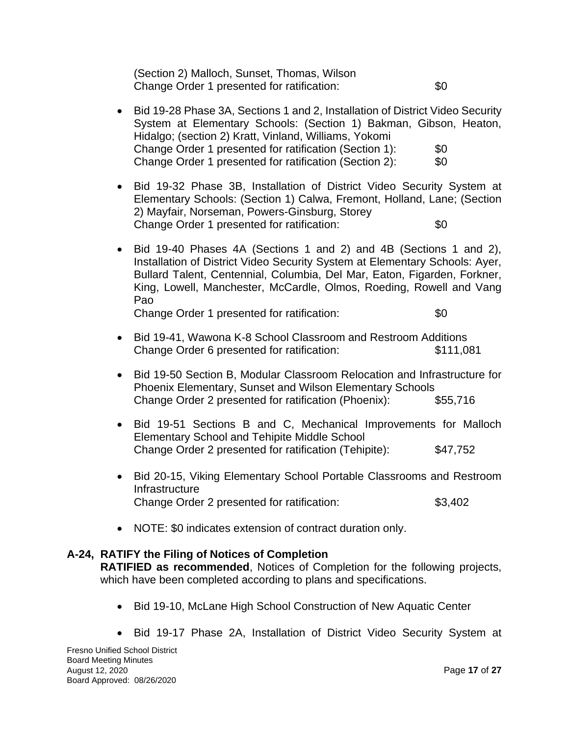(Section 2) Malloch, Sunset, Thomas, Wilson
Change Order 1 presented for ratification: $0

- Bid 19-28 Phase 3A, Sections 1 and 2, Installation of District Video Security System at Elementary Schools: (Section 1) Bakman, Gibson, Heaton, Hidalgo; (section 2) Kratt, Vinland, Williams, Yokomi
  Change Order 1 presented for ratification (Section 1): $0
  Change Order 1 presented for ratification (Section 2): $0

- Bid 19-32 Phase 3B, Installation of District Video Security System at Elementary Schools: (Section 1) Calwa, Fremont, Holland, Lane; (Section 2) Mayfair, Norseman, Powers-Ginsburg, Storey
  Change Order 1 presented for ratification: $0

- Bid 19-40 Phases 4A (Sections 1 and 2) and 4B (Sections 1 and 2), Installation of District Video Security System at Elementary Schools: Ayer, Bullard Talent, Centennial, Columbia, Del Mar, Eaton, Figarden, Forkner, King, Lowell, Manchester, McCardle, Olmos, Roeding, Rowell and Vang Pao
  Change Order 1 presented for ratification: $0

- Bid 19-41, Wawona K-8 School Classroom and Restroom Additions
  Change Order 6 presented for ratification: $111,081

- Bid 19-50 Section B, Modular Classroom Relocation and Infrastructure for Phoenix Elementary, Sunset and Wilson Elementary Schools
  Change Order 2 presented for ratification (Phoenix): $55,716

- Bid 19-51 Sections B and C, Mechanical Improvements for Malloch Elementary School and Tehipite Middle School
  Change Order 2 presented for ratification (Tehipite): $47,752

- Bid 20-15, Viking Elementary School Portable Classrooms and Restroom Infrastructure
  Change Order 2 presented for ratification: $3,402

- NOTE: $0 indicates extension of contract duration only.

**A-24, RATIFY the Filing of Notices of Completion**

**RATIFIED as recommended**, Notices of Completion for the following projects, which have been completed according to plans and specifications.

- Bid 19-10, McLane High School Construction of New Aquatic Center

- Bid 19-17 Phase 2A, Installation of District Video Security System at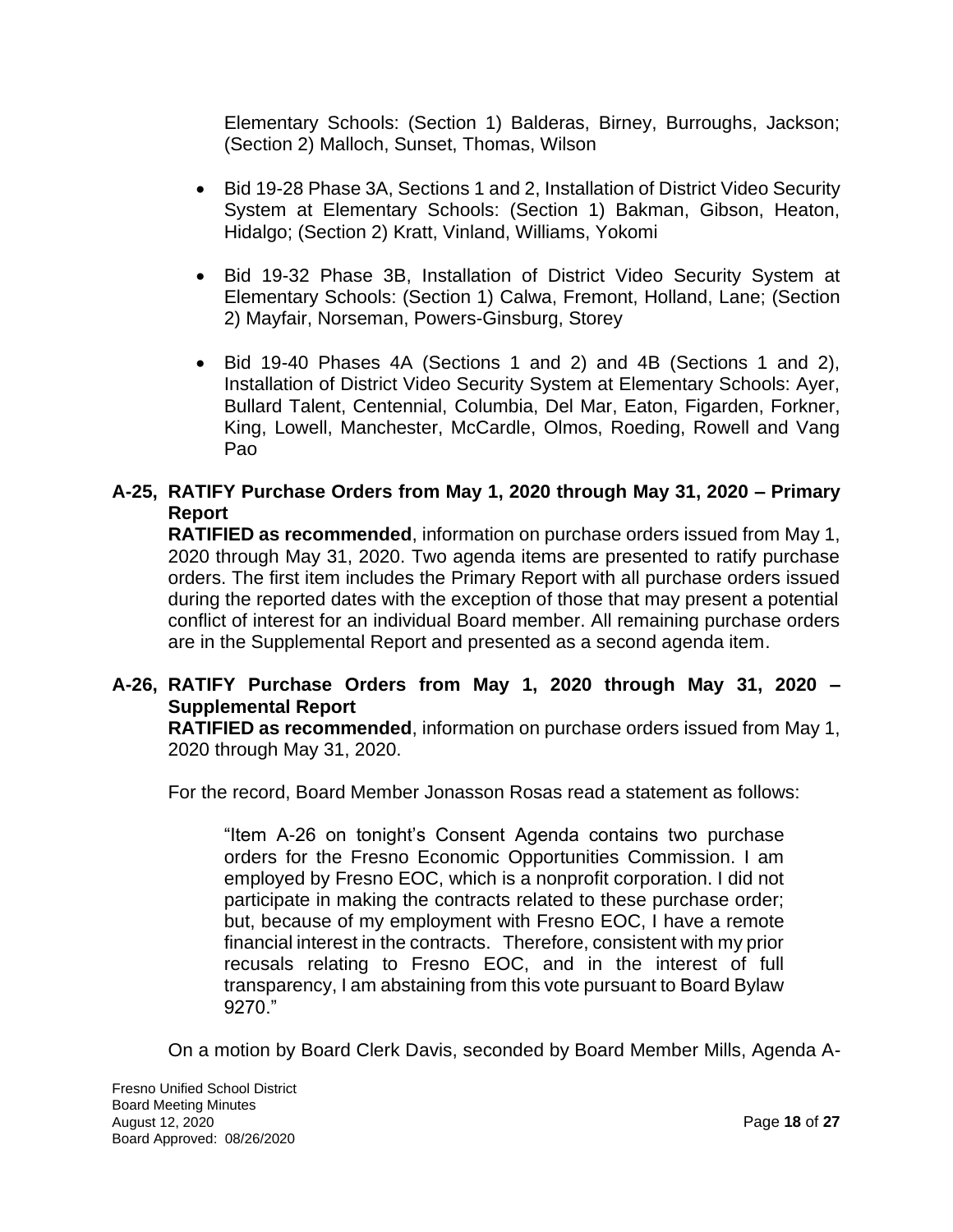Elementary Schools: (Section 1) Balderas, Birney, Burroughs, Jackson; (Section 2) Malloch, Sunset, Thomas, Wilson

- Bid 19-28 Phase 3A, Sections 1 and 2, Installation of District Video Security System at Elementary Schools: (Section 1) Bakman, Gibson, Heaton, Hidalgo; (Section 2) Kratt, Vinland, Williams, Yokomi
- Bid 19-32 Phase 3B, Installation of District Video Security System at Elementary Schools: (Section 1) Calwa, Fremont, Holland, Lane; (Section 2) Mayfair, Norseman, Powers-Ginsburg, Storey
- Bid 19-40 Phases 4A (Sections 1 and 2) and 4B (Sections 1 and 2), Installation of District Video Security System at Elementary Schools: Ayer, Bullard Talent, Centennial, Columbia, Del Mar, Eaton, Figarden, Forkner, King, Lowell, Manchester, McCardle, Olmos, Roeding, Rowell and Vang Pao

**A-25, RATIFY Purchase Orders from May 1, 2020 through May 31, 2020 – Primary Report**

**RATIFIED as recommended**, information on purchase orders issued from May 1, 2020 through May 31, 2020. Two agenda items are presented to ratify purchase orders. The first item includes the Primary Report with all purchase orders issued during the reported dates with the exception of those that may present a potential conflict of interest for an individual Board member. All remaining purchase orders are in the Supplemental Report and presented as a second agenda item.

**A-26, RATIFY Purchase Orders from May 1, 2020 through May 31, 2020 – Supplemental Report**

**RATIFIED as recommended**, information on purchase orders issued from May 1, 2020 through May 31, 2020.

For the record, Board Member Jonasson Rosas read a statement as follows:

> "Item A-26 on tonight's Consent Agenda contains two purchase orders for the Fresno Economic Opportunities Commission. I am employed by Fresno EOC, which is a nonprofit corporation. I did not participate in making the contracts related to these purchase order; but, because of my employment with Fresno EOC, I have a remote financial interest in the contracts. Therefore, consistent with my prior recusals relating to Fresno EOC, and in the interest of full transparency, I am abstaining from this vote pursuant to Board Bylaw 9270."

On a motion by Board Clerk Davis, seconded by Board Member Mills, Agenda A-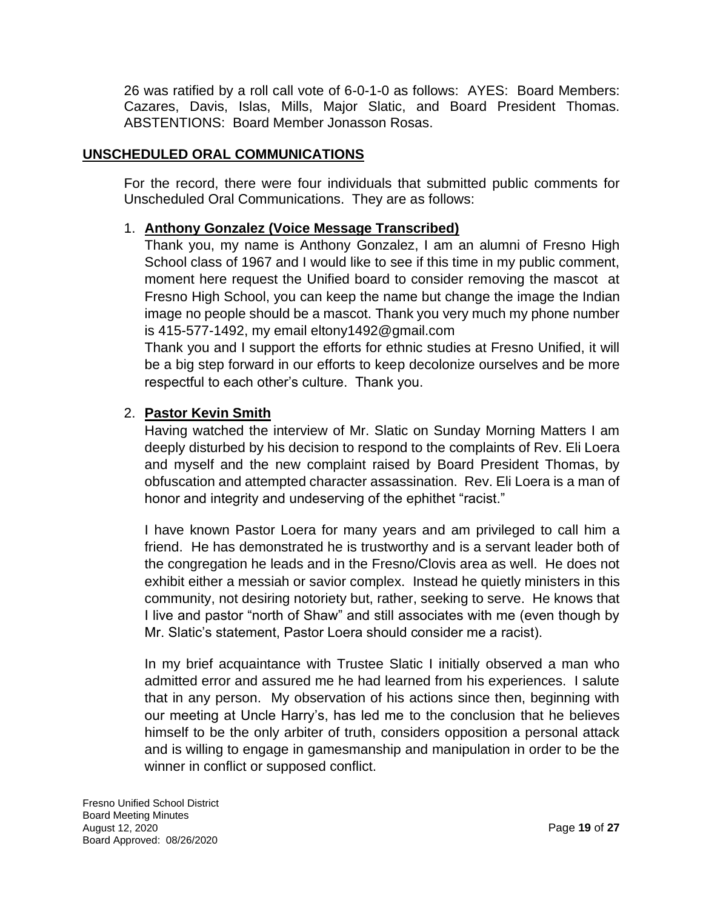26 was ratified by a roll call vote of 6-0-1-0 as follows: AYES: Board Members: Cazares, Davis, Islas, Mills, Major Slatic, and Board President Thomas. ABSTENTIONS: Board Member Jonasson Rosas.

## UNSCHEDULED ORAL COMMUNICATIONS

For the record, there were four individuals that submitted public comments for Unscheduled Oral Communications. They are as follows:

1. **Anthony Gonzalez (Voice Message Transcribed)**

   Thank you, my name is Anthony Gonzalez, I am an alumni of Fresno High School class of 1967 and I would like to see if this time in my public comment, moment here request the Unified board to consider removing the mascot at Fresno High School, you can keep the name but change the image the Indian image no people should be a mascot. Thank you very much my phone number is 415-577-1492, my email eltony1492@gmail.com

   Thank you and I support the efforts for ethnic studies at Fresno Unified, it will be a big step forward in our efforts to keep decolonize ourselves and be more respectful to each other's culture. Thank you.

2. **Pastor Kevin Smith**

   Having watched the interview of Mr. Slatic on Sunday Morning Matters I am deeply disturbed by his decision to respond to the complaints of Rev. Eli Loera and myself and the new complaint raised by Board President Thomas, by obfuscation and attempted character assassination. Rev. Eli Loera is a man of honor and integrity and undeserving of the ephithet "racist."

   I have known Pastor Loera for many years and am privileged to call him a friend. He has demonstrated he is trustworthy and is a servant leader both of the congregation he leads and in the Fresno/Clovis area as well. He does not exhibit either a messiah or savior complex. Instead he quietly ministers in this community, not desiring notoriety but, rather, seeking to serve. He knows that I live and pastor "north of Shaw" and still associates with me (even though by Mr. Slatic's statement, Pastor Loera should consider me a racist).

   In my brief acquaintance with Trustee Slatic I initially observed a man who admitted error and assured me he had learned from his experiences. I salute that in any person. My observation of his actions since then, beginning with our meeting at Uncle Harry's, has led me to the conclusion that he believes himself to be the only arbiter of truth, considers opposition a personal attack and is willing to engage in gamesmanship and manipulation in order to be the winner in conflict or supposed conflict.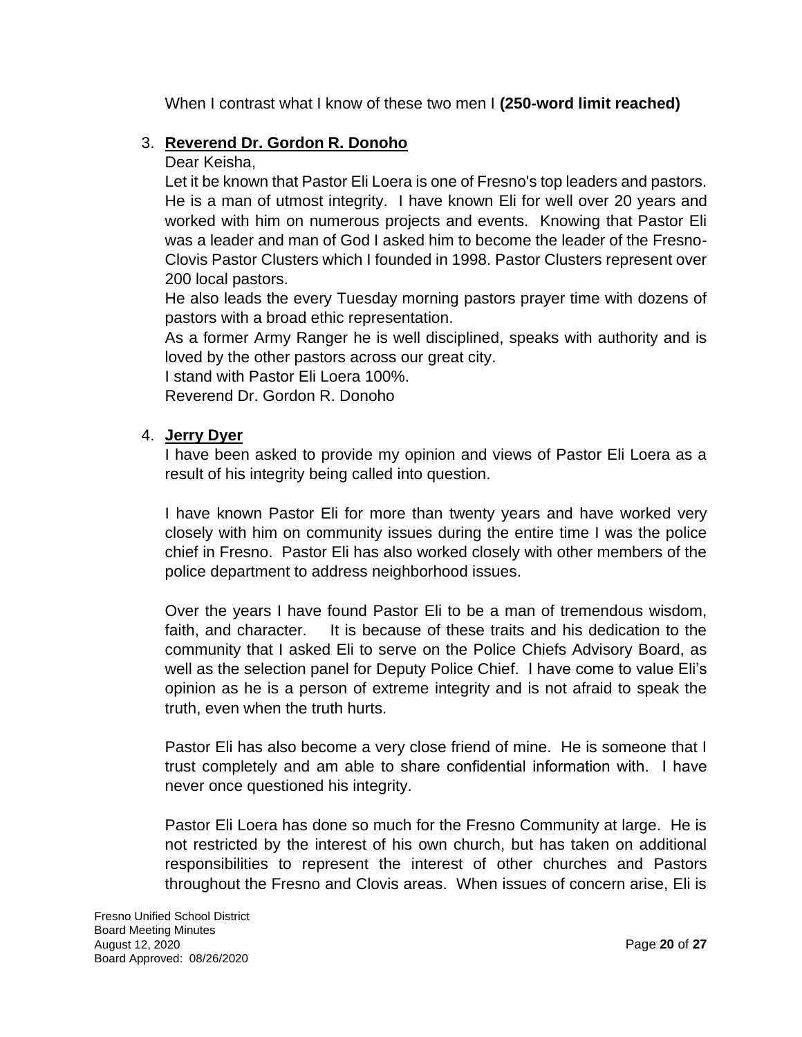When I contrast what I know of these two men I **(250-word limit reached)**

3. **Reverend Dr. Gordon R. Donoho**

   Dear Keisha,

   Let it be known that Pastor Eli Loera is one of Fresno's top leaders and pastors. He is a man of utmost integrity. I have known Eli for well over 20 years and worked with him on numerous projects and events. Knowing that Pastor Eli was a leader and man of God I asked him to become the leader of the Fresno-Clovis Pastor Clusters which I founded in 1998. Pastor Clusters represent over 200 local pastors.

   He also leads the every Tuesday morning pastors prayer time with dozens of pastors with a broad ethic representation.

   As a former Army Ranger he is well disciplined, speaks with authority and is loved by the other pastors across our great city.

   I stand with Pastor Eli Loera 100%.

   Reverend Dr. Gordon R. Donoho

4. **Jerry Dyer**

   I have been asked to provide my opinion and views of Pastor Eli Loera as a result of his integrity being called into question.

   I have known Pastor Eli for more than twenty years and have worked very closely with him on community issues during the entire time I was the police chief in Fresno. Pastor Eli has also worked closely with other members of the police department to address neighborhood issues.

   Over the years I have found Pastor Eli to be a man of tremendous wisdom, faith, and character. It is because of these traits and his dedication to the community that I asked Eli to serve on the Police Chiefs Advisory Board, as well as the selection panel for Deputy Police Chief. I have come to value Eli's opinion as he is a person of extreme integrity and is not afraid to speak the truth, even when the truth hurts.

   Pastor Eli has also become a very close friend of mine. He is someone that I trust completely and am able to share confidential information with. I have never once questioned his integrity.

   Pastor Eli Loera has done so much for the Fresno Community at large. He is not restricted by the interest of his own church, but has taken on additional responsibilities to represent the interest of other churches and Pastors throughout the Fresno and Clovis areas. When issues of concern arise, Eli is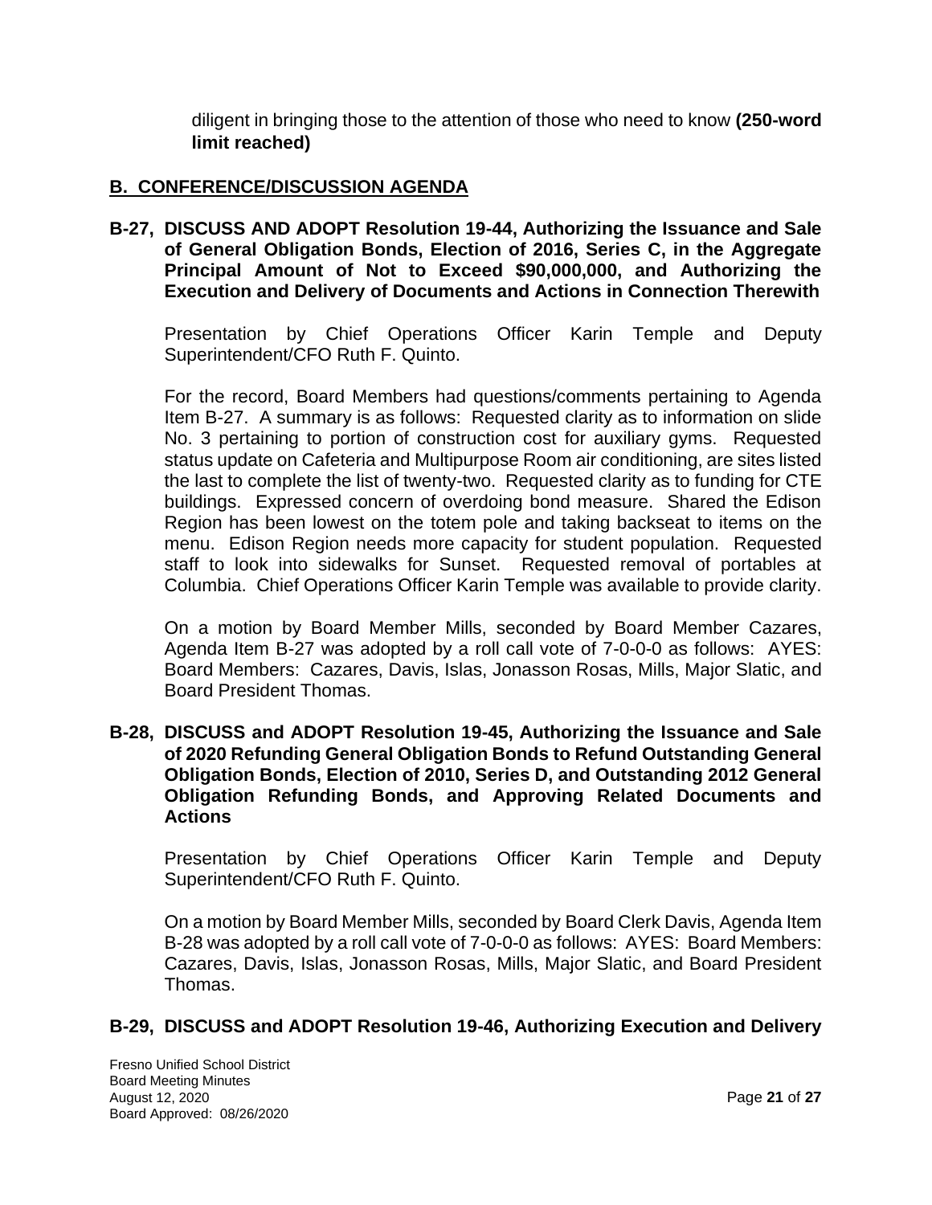diligent in bringing those to the attention of those who need to know **(250-word limit reached)**

## B. CONFERENCE/DISCUSSION AGENDA

**B-27, DISCUSS AND ADOPT Resolution 19-44, Authorizing the Issuance and Sale of General Obligation Bonds, Election of 2016, Series C, in the Aggregate Principal Amount of Not to Exceed $90,000,000, and Authorizing the Execution and Delivery of Documents and Actions in Connection Therewith**

Presentation by Chief Operations Officer Karin Temple and Deputy Superintendent/CFO Ruth F. Quinto.

For the record, Board Members had questions/comments pertaining to Agenda Item B-27. A summary is as follows: Requested clarity as to information on slide No. 3 pertaining to portion of construction cost for auxiliary gyms. Requested status update on Cafeteria and Multipurpose Room air conditioning, are sites listed the last to complete the list of twenty-two. Requested clarity as to funding for CTE buildings. Expressed concern of overdoing bond measure. Shared the Edison Region has been lowest on the totem pole and taking backseat to items on the menu. Edison Region needs more capacity for student population. Requested staff to look into sidewalks for Sunset. Requested removal of portables at Columbia. Chief Operations Officer Karin Temple was available to provide clarity.

On a motion by Board Member Mills, seconded by Board Member Cazares, Agenda Item B-27 was adopted by a roll call vote of 7-0-0-0 as follows: AYES: Board Members: Cazares, Davis, Islas, Jonasson Rosas, Mills, Major Slatic, and Board President Thomas.

**B-28, DISCUSS and ADOPT Resolution 19-45, Authorizing the Issuance and Sale of 2020 Refunding General Obligation Bonds to Refund Outstanding General Obligation Bonds, Election of 2010, Series D, and Outstanding 2012 General Obligation Refunding Bonds, and Approving Related Documents and Actions**

Presentation by Chief Operations Officer Karin Temple and Deputy Superintendent/CFO Ruth F. Quinto.

On a motion by Board Member Mills, seconded by Board Clerk Davis, Agenda Item B-28 was adopted by a roll call vote of 7-0-0-0 as follows: AYES: Board Members: Cazares, Davis, Islas, Jonasson Rosas, Mills, Major Slatic, and Board President Thomas.

**B-29, DISCUSS and ADOPT Resolution 19-46, Authorizing Execution and Delivery**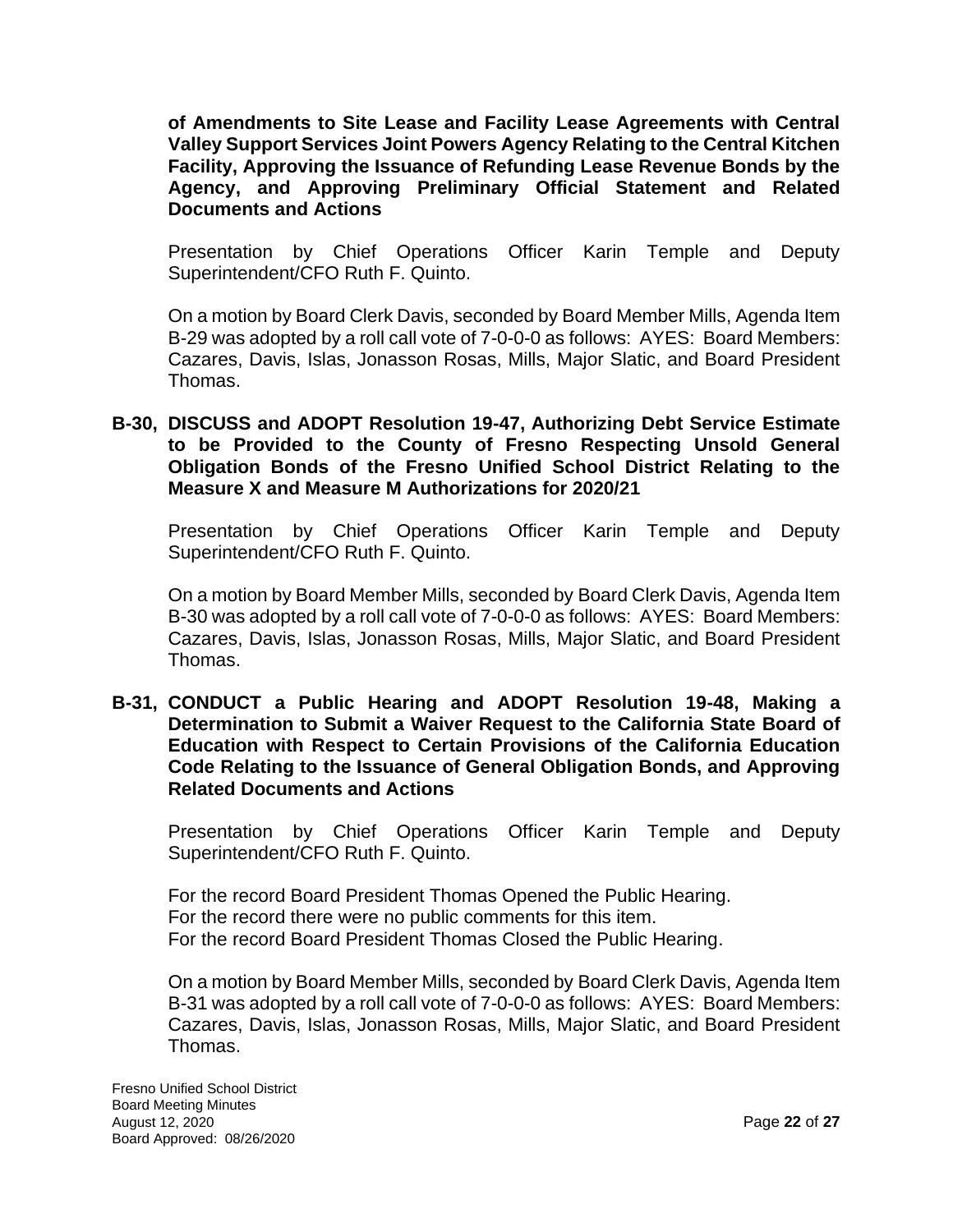**of Amendments to Site Lease and Facility Lease Agreements with Central Valley Support Services Joint Powers Agency Relating to the Central Kitchen Facility, Approving the Issuance of Refunding Lease Revenue Bonds by the Agency, and Approving Preliminary Official Statement and Related Documents and Actions**

Presentation by Chief Operations Officer Karin Temple and Deputy Superintendent/CFO Ruth F. Quinto.

On a motion by Board Clerk Davis, seconded by Board Member Mills, Agenda Item B-29 was adopted by a roll call vote of 7-0-0-0 as follows: AYES: Board Members: Cazares, Davis, Islas, Jonasson Rosas, Mills, Major Slatic, and Board President Thomas.

**B-30, DISCUSS and ADOPT Resolution 19-47, Authorizing Debt Service Estimate to be Provided to the County of Fresno Respecting Unsold General Obligation Bonds of the Fresno Unified School District Relating to the Measure X and Measure M Authorizations for 2020/21**

Presentation by Chief Operations Officer Karin Temple and Deputy Superintendent/CFO Ruth F. Quinto.

On a motion by Board Member Mills, seconded by Board Clerk Davis, Agenda Item B-30 was adopted by a roll call vote of 7-0-0-0 as follows: AYES: Board Members: Cazares, Davis, Islas, Jonasson Rosas, Mills, Major Slatic, and Board President Thomas.

**B-31, CONDUCT a Public Hearing and ADOPT Resolution 19-48, Making a Determination to Submit a Waiver Request to the California State Board of Education with Respect to Certain Provisions of the California Education Code Relating to the Issuance of General Obligation Bonds, and Approving Related Documents and Actions**

Presentation by Chief Operations Officer Karin Temple and Deputy Superintendent/CFO Ruth F. Quinto.

For the record Board President Thomas Opened the Public Hearing.
For the record there were no public comments for this item.
For the record Board President Thomas Closed the Public Hearing.

On a motion by Board Member Mills, seconded by Board Clerk Davis, Agenda Item B-31 was adopted by a roll call vote of 7-0-0-0 as follows: AYES: Board Members: Cazares, Davis, Islas, Jonasson Rosas, Mills, Major Slatic, and Board President Thomas.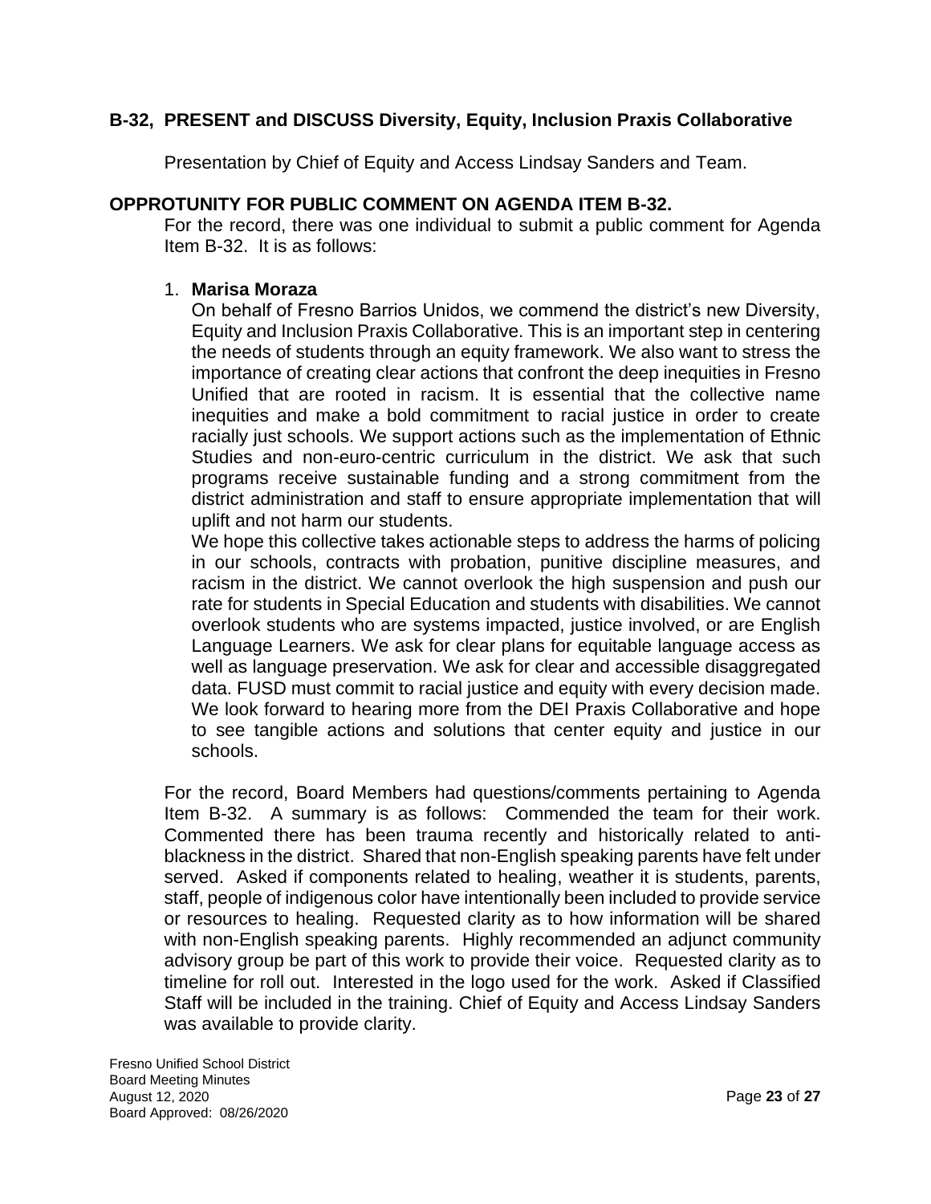**B-32, PRESENT and DISCUSS Diversity, Equity, Inclusion Praxis Collaborative**

Presentation by Chief of Equity and Access Lindsay Sanders and Team.

**OPPROTUNITY FOR PUBLIC COMMENT ON AGENDA ITEM B-32.**

For the record, there was one individual to submit a public comment for Agenda Item B-32. It is as follows:

1. **Marisa Moraza**

   On behalf of Fresno Barrios Unidos, we commend the district's new Diversity, Equity and Inclusion Praxis Collaborative. This is an important step in centering the needs of students through an equity framework. We also want to stress the importance of creating clear actions that confront the deep inequities in Fresno Unified that are rooted in racism. It is essential that the collective name inequities and make a bold commitment to racial justice in order to create racially just schools. We support actions such as the implementation of Ethnic Studies and non-euro-centric curriculum in the district. We ask that such programs receive sustainable funding and a strong commitment from the district administration and staff to ensure appropriate implementation that will uplift and not harm our students.

   We hope this collective takes actionable steps to address the harms of policing in our schools, contracts with probation, punitive discipline measures, and racism in the district. We cannot overlook the high suspension and push our rate for students in Special Education and students with disabilities. We cannot overlook students who are systems impacted, justice involved, or are English Language Learners. We ask for clear plans for equitable language access as well as language preservation. We ask for clear and accessible disaggregated data. FUSD must commit to racial justice and equity with every decision made. We look forward to hearing more from the DEI Praxis Collaborative and hope to see tangible actions and solutions that center equity and justice in our schools.

For the record, Board Members had questions/comments pertaining to Agenda Item B-32. A summary is as follows: Commended the team for their work. Commented there has been trauma recently and historically related to anti-blackness in the district. Shared that non-English speaking parents have felt under served. Asked if components related to healing, weather it is students, parents, staff, people of indigenous color have intentionally been included to provide service or resources to healing. Requested clarity as to how information will be shared with non-English speaking parents. Highly recommended an adjunct community advisory group be part of this work to provide their voice. Requested clarity as to timeline for roll out. Interested in the logo used for the work. Asked if Classified Staff will be included in the training. Chief of Equity and Access Lindsay Sanders was available to provide clarity.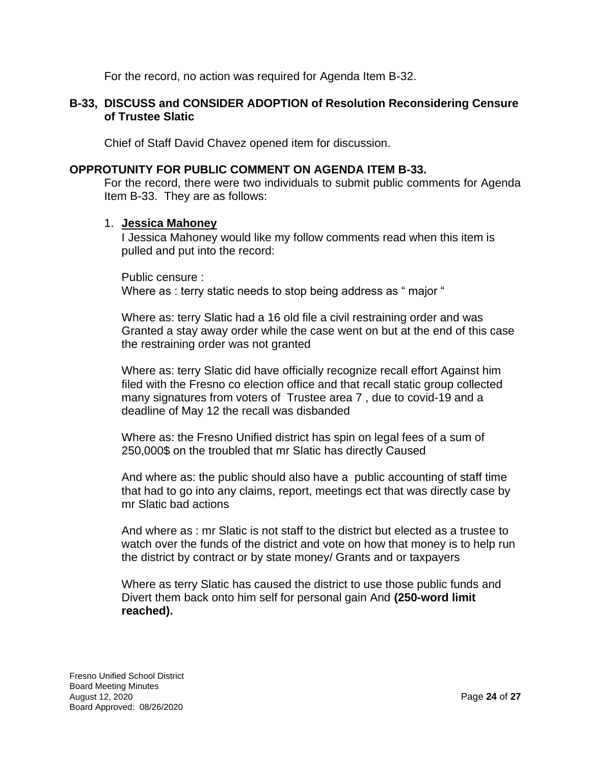For the record, no action was required for Agenda Item B-32.

**B-33, DISCUSS and CONSIDER ADOPTION of Resolution Reconsidering Censure of Trustee Slatic**

Chief of Staff David Chavez opened item for discussion.

**OPPROTUNITY FOR PUBLIC COMMENT ON AGENDA ITEM B-33.**

For the record, there were two individuals to submit public comments for Agenda Item B-33. They are as follows:

1. **Jessica Mahoney**

   I Jessica Mahoney would like my follow comments read when this item is pulled and put into the record:

   Public censure :
   Where as : terry static needs to stop being address as " major "

   Where as: terry Slatic had a 16 old file a civil restraining order and was Granted a stay away order while the case went on but at the end of this case the restraining order was not granted

   Where as: terry Slatic did have officially recognize recall effort Against him filed with the Fresno co election office and that recall static group collected many signatures from voters of Trustee area 7 , due to covid-19 and a deadline of May 12 the recall was disbanded

   Where as: the Fresno Unified district has spin on legal fees of a sum of 250,000$ on the troubled that mr Slatic has directly Caused

   And where as: the public should also have a public accounting of staff time that had to go into any claims, report, meetings ect that was directly case by mr Slatic bad actions

   And where as : mr Slatic is not staff to the district but elected as a trustee to watch over the funds of the district and vote on how that money is to help run the district by contract or by state money/ Grants and or taxpayers

   Where as terry Slatic has caused the district to use those public funds and Divert them back onto him self for personal gain And **(250-word limit reached).**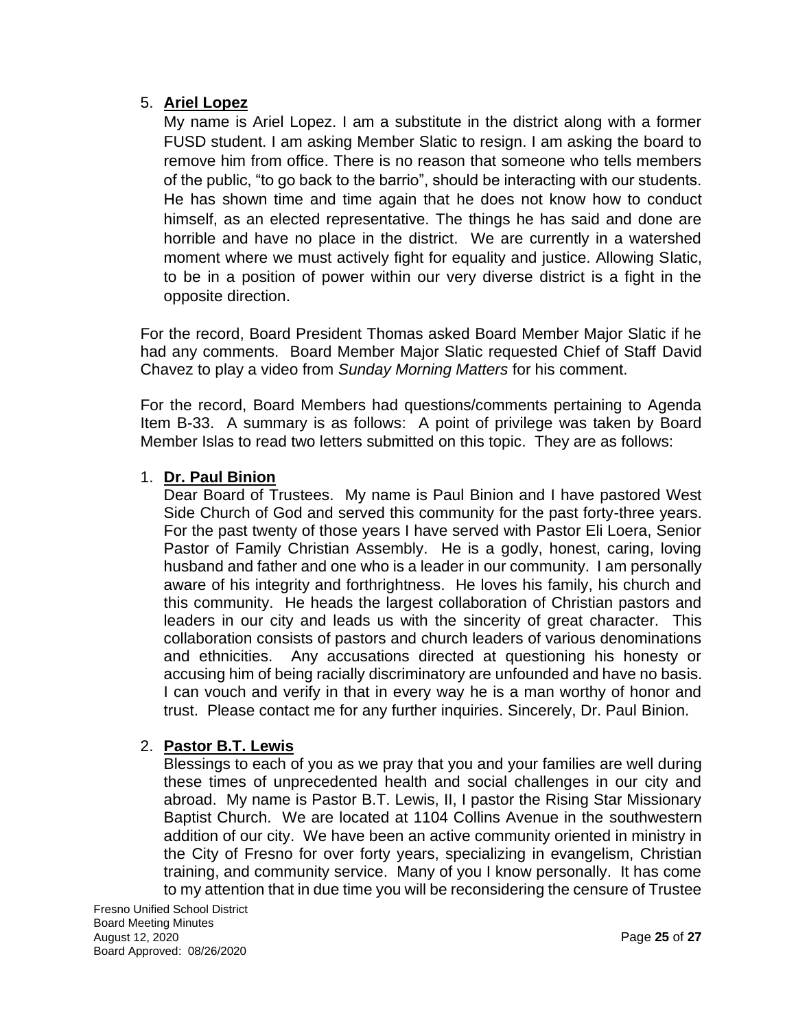5. **Ariel Lopez**

   My name is Ariel Lopez. I am a substitute in the district along with a former FUSD student. I am asking Member Slatic to resign. I am asking the board to remove him from office. There is no reason that someone who tells members of the public, "to go back to the barrio", should be interacting with our students. He has shown time and time again that he does not know how to conduct himself, as an elected representative. The things he has said and done are horrible and have no place in the district. We are currently in a watershed moment where we must actively fight for equality and justice. Allowing Slatic, to be in a position of power within our very diverse district is a fight in the opposite direction.

For the record, Board President Thomas asked Board Member Major Slatic if he had any comments. Board Member Major Slatic requested Chief of Staff David Chavez to play a video from *Sunday Morning Matters* for his comment.

For the record, Board Members had questions/comments pertaining to Agenda Item B-33. A summary is as follows: A point of privilege was taken by Board Member Islas to read two letters submitted on this topic. They are as follows:

1. **Dr. Paul Binion**

   Dear Board of Trustees. My name is Paul Binion and I have pastored West Side Church of God and served this community for the past forty-three years. For the past twenty of those years I have served with Pastor Eli Loera, Senior Pastor of Family Christian Assembly. He is a godly, honest, caring, loving husband and father and one who is a leader in our community. I am personally aware of his integrity and forthrightness. He loves his family, his church and this community. He heads the largest collaboration of Christian pastors and leaders in our city and leads us with the sincerity of great character. This collaboration consists of pastors and church leaders of various denominations and ethnicities. Any accusations directed at questioning his honesty or accusing him of being racially discriminatory are unfounded and have no basis. I can vouch and verify in that in every way he is a man worthy of honor and trust. Please contact me for any further inquiries. Sincerely, Dr. Paul Binion.

2. **Pastor B.T. Lewis**

   Blessings to each of you as we pray that you and your families are well during these times of unprecedented health and social challenges in our city and abroad. My name is Pastor B.T. Lewis, II, I pastor the Rising Star Missionary Baptist Church. We are located at 1104 Collins Avenue in the southwestern addition of our city. We have been an active community oriented in ministry in the City of Fresno for over forty years, specializing in evangelism, Christian training, and community service. Many of you I know personally. It has come to my attention that in due time you will be reconsidering the censure of Trustee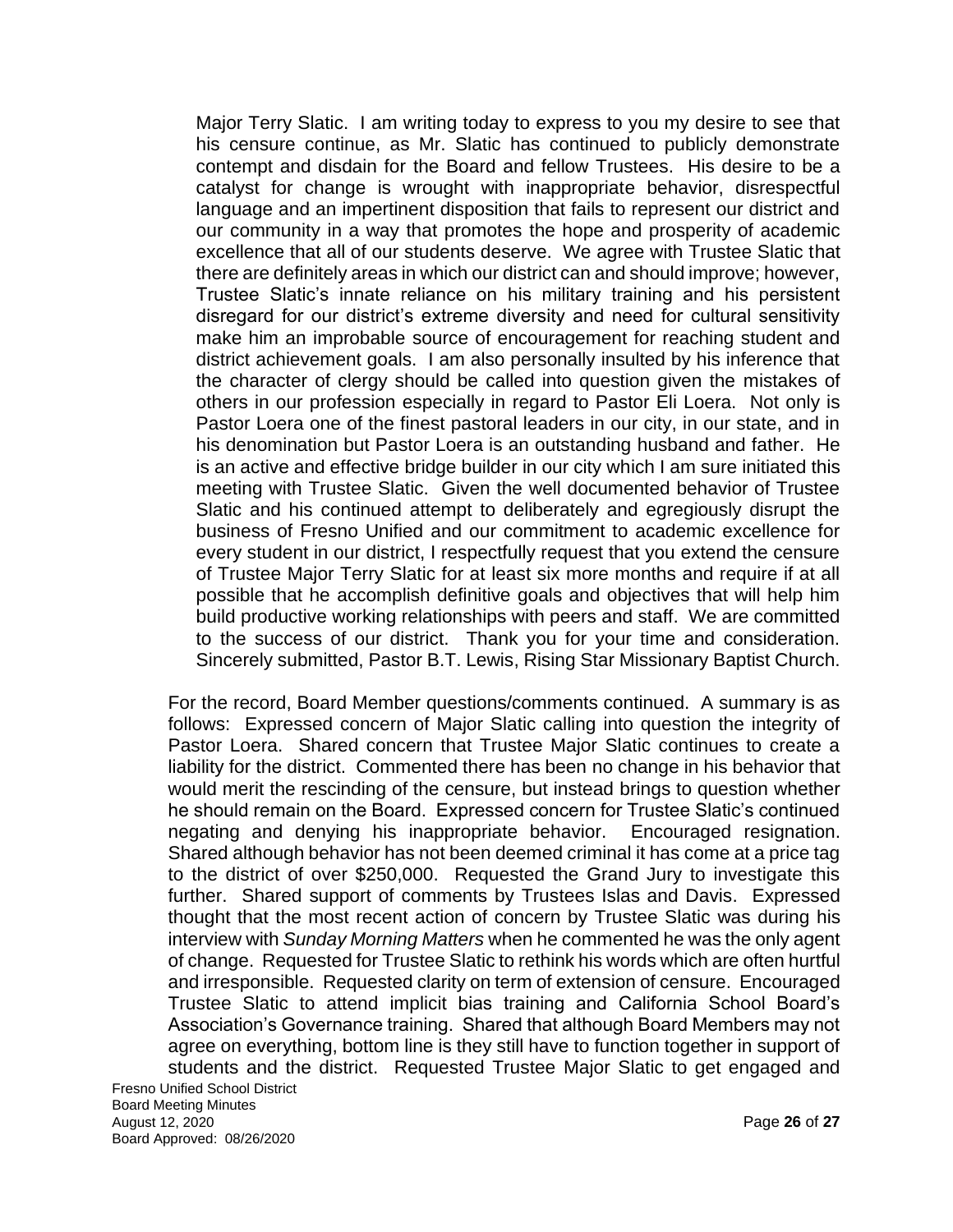Major Terry Slatic. I am writing today to express to you my desire to see that his censure continue, as Mr. Slatic has continued to publicly demonstrate contempt and disdain for the Board and fellow Trustees. His desire to be a catalyst for change is wrought with inappropriate behavior, disrespectful language and an impertinent disposition that fails to represent our district and our community in a way that promotes the hope and prosperity of academic excellence that all of our students deserve. We agree with Trustee Slatic that there are definitely areas in which our district can and should improve; however, Trustee Slatic's innate reliance on his military training and his persistent disregard for our district's extreme diversity and need for cultural sensitivity make him an improbable source of encouragement for reaching student and district achievement goals. I am also personally insulted by his inference that the character of clergy should be called into question given the mistakes of others in our profession especially in regard to Pastor Eli Loera. Not only is Pastor Loera one of the finest pastoral leaders in our city, in our state, and in his denomination but Pastor Loera is an outstanding husband and father. He is an active and effective bridge builder in our city which I am sure initiated this meeting with Trustee Slatic. Given the well documented behavior of Trustee Slatic and his continued attempt to deliberately and egregiously disrupt the business of Fresno Unified and our commitment to academic excellence for every student in our district, I respectfully request that you extend the censure of Trustee Major Terry Slatic for at least six more months and require if at all possible that he accomplish definitive goals and objectives that will help him build productive working relationships with peers and staff. We are committed to the success of our district. Thank you for your time and consideration. Sincerely submitted, Pastor B.T. Lewis, Rising Star Missionary Baptist Church.

For the record, Board Member questions/comments continued. A summary is as follows: Expressed concern of Major Slatic calling into question the integrity of Pastor Loera. Shared concern that Trustee Major Slatic continues to create a liability for the district. Commented there has been no change in his behavior that would merit the rescinding of the censure, but instead brings to question whether he should remain on the Board. Expressed concern for Trustee Slatic's continued negating and denying his inappropriate behavior. Encouraged resignation. Shared although behavior has not been deemed criminal it has come at a price tag to the district of over $250,000. Requested the Grand Jury to investigate this further. Shared support of comments by Trustees Islas and Davis. Expressed thought that the most recent action of concern by Trustee Slatic was during his interview with *Sunday Morning Matters* when he commented he was the only agent of change. Requested for Trustee Slatic to rethink his words which are often hurtful and irresponsible. Requested clarity on term of extension of censure. Encouraged Trustee Slatic to attend implicit bias training and California School Board's Association's Governance training. Shared that although Board Members may not agree on everything, bottom line is they still have to function together in support of students and the district. Requested Trustee Major Slatic to get engaged and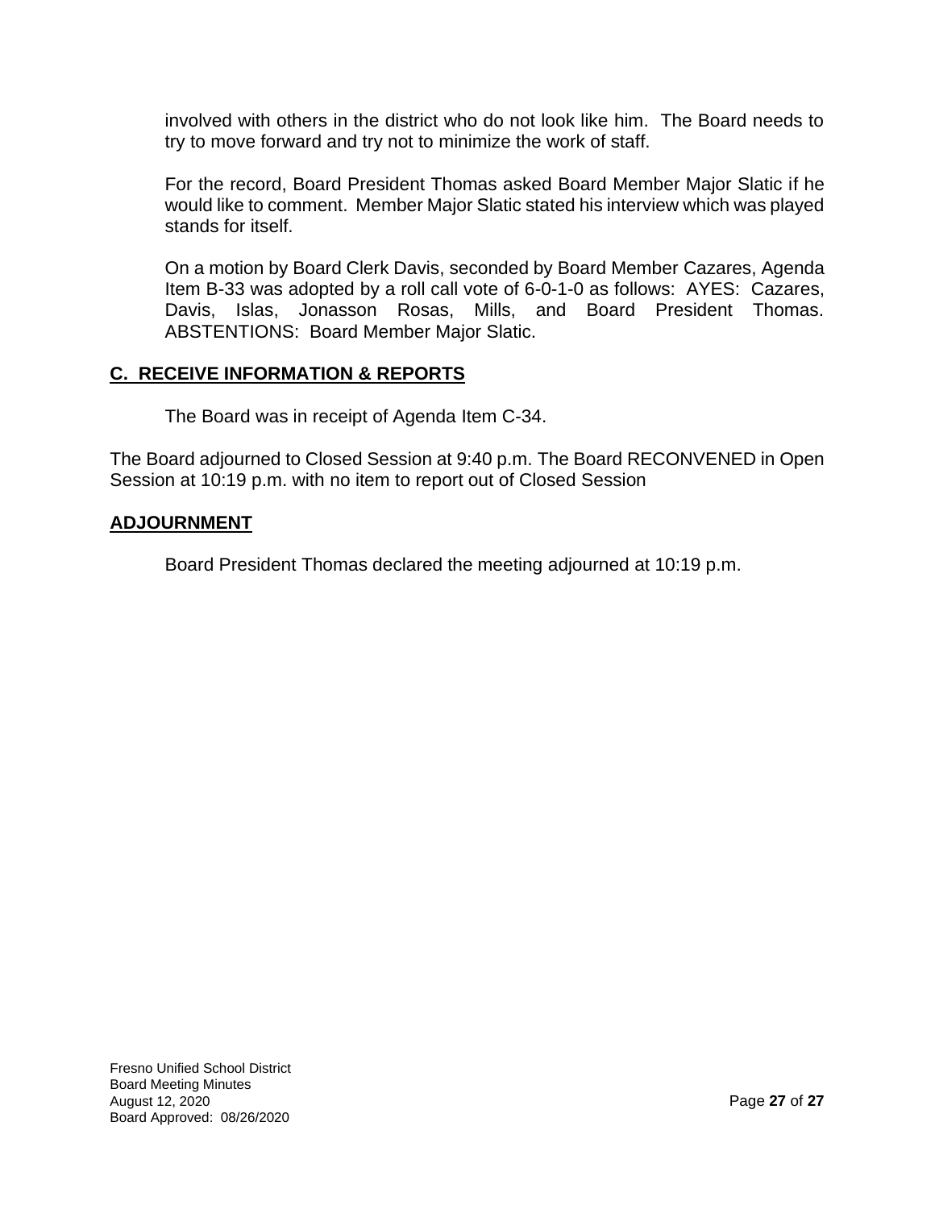involved with others in the district who do not look like him. The Board needs to try to move forward and try not to minimize the work of staff.

For the record, Board President Thomas asked Board Member Major Slatic if he would like to comment. Member Major Slatic stated his interview which was played stands for itself.

On a motion by Board Clerk Davis, seconded by Board Member Cazares, Agenda Item B-33 was adopted by a roll call vote of 6-0-1-0 as follows: AYES: Cazares, Davis, Islas, Jonasson Rosas, Mills, and Board President Thomas. ABSTENTIONS: Board Member Major Slatic.

## C. RECEIVE INFORMATION & REPORTS

The Board was in receipt of Agenda Item C-34.

The Board adjourned to Closed Session at 9:40 p.m. The Board RECONVENED in Open Session at 10:19 p.m. with no item to report out of Closed Session

## ADJOURNMENT

Board President Thomas declared the meeting adjourned at 10:19 p.m.

Fresno Unified School District
Board Meeting Minutes
August 12, 2020
Board Approved: 08/26/2020